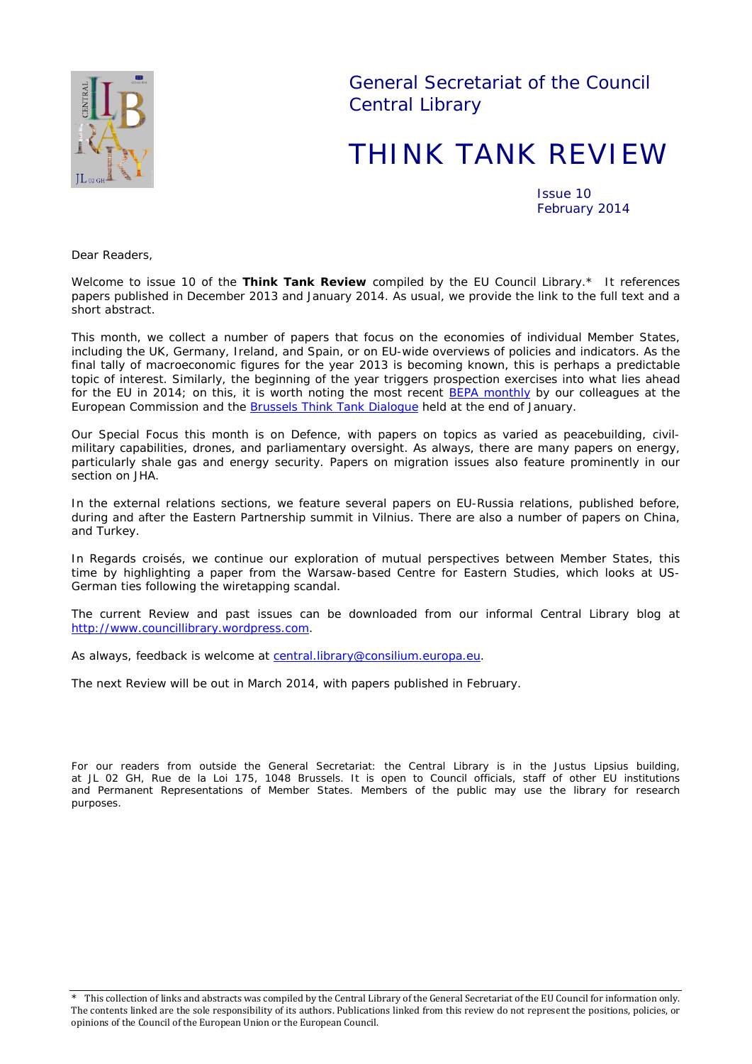General Secretariat of the Council
Central Library

# THINK TANK REVIEW

Issue 10
February 2014

Dear Readers,

Welcome to issue 10 of the **Think Tank Review** compiled by the EU Council Library.* It references papers published in December 2013 and January 2014. As usual, we provide the link to the full text and a short abstract.

This month, we collect a number of papers that focus on the economies of individual Member States, including the UK, Germany, Ireland, and Spain, or on EU-wide overviews of policies and indicators. As the final tally of macroeconomic figures for the year 2013 is becoming known, this is perhaps a predictable topic of interest. Similarly, the beginning of the year triggers prospection exercises into what lies ahead for the EU in 2014; on this, it is worth noting the most recent [BEPA monthly](BEPA monthly) by our colleagues at the European Commission and the [Brussels Think Tank Dialogue](Brussels Think Tank Dialogue) held at the end of January.

Our Special Focus this month is on Defence, with papers on topics as varied as peacebuilding, civil-military capabilities, drones, and parliamentary oversight. As always, there are many papers on energy, particularly shale gas and energy security. Papers on migration issues also feature prominently in our section on JHA.

In the external relations sections, we feature several papers on EU-Russia relations, published before, during and after the Eastern Partnership summit in Vilnius. There are also a number of papers on China, and Turkey.

In Regards croisés, we continue our exploration of mutual perspectives between Member States, this time by highlighting a paper from the Warsaw-based Centre for Eastern Studies, which looks at US-German ties following the wiretapping scandal.

The current Review and past issues can be downloaded from our informal Central Library blog at http://www.councillibrary.wordpress.com.

As always, feedback is welcome at central.library@consilium.europa.eu.

The next Review will be out in March 2014, with papers published in February.

For our readers from outside the General Secretariat: the Central Library is in the Justus Lipsius building, at JL 02 GH, Rue de la Loi 175, 1048 Brussels. It is open to Council officials, staff of other EU institutions and Permanent Representations of Member States. Members of the public may use the library for research purposes.

* This collection of links and abstracts was compiled by the Central Library of the General Secretariat of the EU Council for information only. The contents linked are the sole responsibility of its authors. Publications linked from this review do not represent the positions, policies, or opinions of the Council of the European Union or the European Council.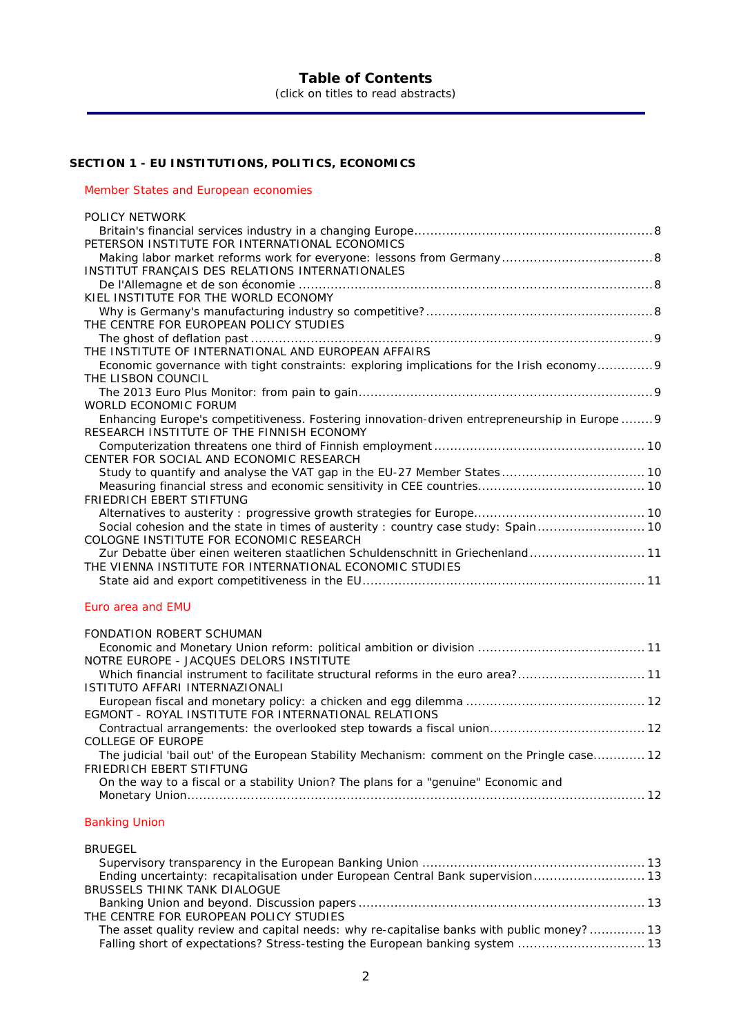# Table of Contents

(click on titles to read abstracts)

## SECTION 1 - EU INSTITUTIONS, POLITICS, ECONOMICS

### Member States and European economies

POLICY NETWORK
- Britain's financial services industry in a changing Europe ........ 8

PETERSON INSTITUTE FOR INTERNATIONAL ECONOMICS
- Making labor market reforms work for everyone: lessons from Germany ........ 8

INSTITUT FRANÇAIS DES RELATIONS INTERNATIONALES
- De l'Allemagne et de son économie ........ 8

KIEL INSTITUTE FOR THE WORLD ECONOMY
- Why is Germany's manufacturing industry so competitive? ........ 8

THE CENTRE FOR EUROPEAN POLICY STUDIES
- The ghost of deflation past ........ 9

THE INSTITUTE OF INTERNATIONAL AND EUROPEAN AFFAIRS
- Economic governance with tight constraints: exploring implications for the Irish economy ........ 9

THE LISBON COUNCIL
- The 2013 Euro Plus Monitor: from pain to gain ........ 9

WORLD ECONOMIC FORUM
- Enhancing Europe's competitiveness. Fostering innovation-driven entrepreneurship in Europe ........ 9

RESEARCH INSTITUTE OF THE FINNISH ECONOMY
- Computerization threatens one third of Finnish employment ........ 10

CENTER FOR SOCIAL AND ECONOMIC RESEARCH
- Study to quantify and analyse the VAT gap in the EU-27 Member States ........ 10
- Measuring financial stress and economic sensitivity in CEE countries ........ 10

FRIEDRICH EBERT STIFTUNG
- Alternatives to austerity : progressive growth strategies for Europe ........ 10
- Social cohesion and the state in times of austerity : country case study: Spain ........ 10

COLOGNE INSTITUTE FOR ECONOMIC RESEARCH
- Zur Debatte über einen weiteren staatlichen Schuldenschnitt in Griechenland ........ 11

THE VIENNA INSTITUTE FOR INTERNATIONAL ECONOMIC STUDIES
- State aid and export competitiveness in the EU ........ 11

### Euro area and EMU

FONDATION ROBERT SCHUMAN
- Economic and Monetary Union reform: political ambition or division ........ 11

NOTRE EUROPE - JACQUES DELORS INSTITUTE
- Which financial instrument to facilitate structural reforms in the euro area? ........ 11

ISTITUTO AFFARI INTERNAZIONALI
- European fiscal and monetary policy: a chicken and egg dilemma ........ 12

EGMONT - ROYAL INSTITUTE FOR INTERNATIONAL RELATIONS
- Contractual arrangements: the overlooked step towards a fiscal union ........ 12

COLLEGE OF EUROPE
- The judicial 'bail out' of the European Stability Mechanism: comment on the Pringle case ........ 12

FRIEDRICH EBERT STIFTUNG
- On the way to a fiscal or a stability Union? The plans for a "genuine" Economic and Monetary Union ........ 12

### Banking Union

BRUEGEL
- Supervisory transparency in the European Banking Union ........ 13
- Ending uncertainty: recapitalisation under European Central Bank supervision ........ 13

BRUSSELS THINK TANK DIALOGUE
- Banking Union and beyond. Discussion papers ........ 13

THE CENTRE FOR EUROPEAN POLICY STUDIES
- The asset quality review and capital needs: why re-capitalise banks with public money? ........ 13
- Falling short of expectations? Stress-testing the European banking system ........ 13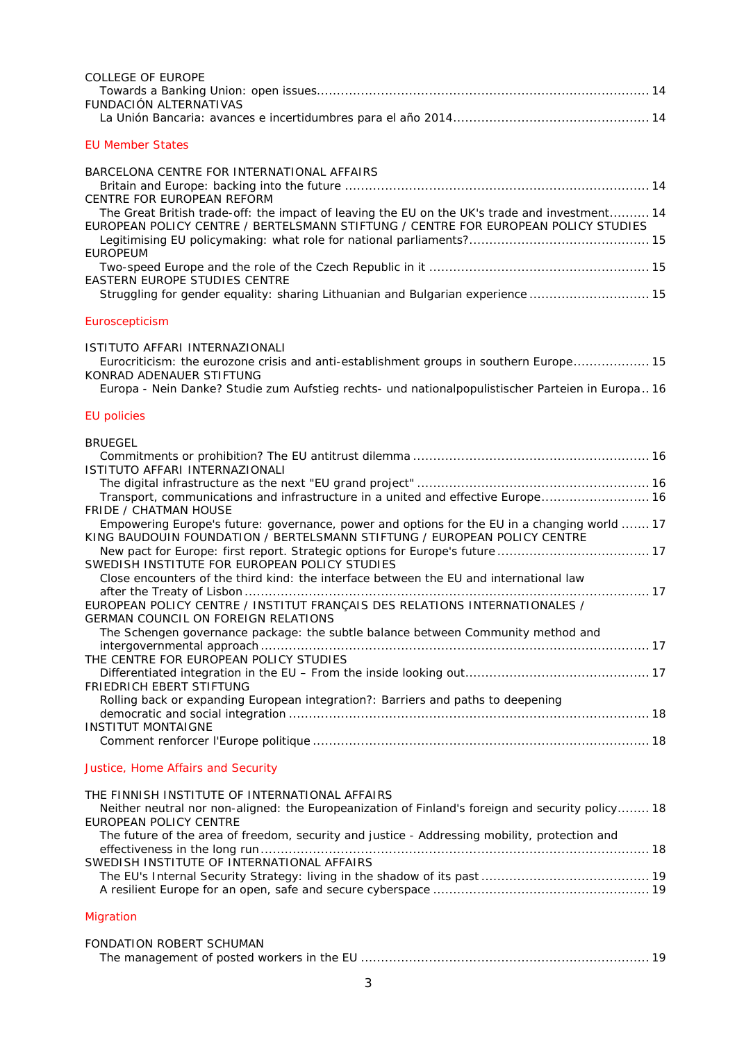COLLEGE OF EUROPE
  Towards a Banking Union: open issues ... 14
FUNDACIÓN ALTERNATIVAS
  La Unión Bancaria: avances e incertidumbres para el año 2014 ... 14

## EU Member States

BARCELONA CENTRE FOR INTERNATIONAL AFFAIRS
  Britain and Europe: backing into the future ... 14
CENTRE FOR EUROPEAN REFORM
  The Great British trade-off: the impact of leaving the EU on the UK's trade and investment ... 14
EUROPEAN POLICY CENTRE / BERTELSMANN STIFTUNG / CENTRE FOR EUROPEAN POLICY STUDIES
  Legitimising EU policymaking: what role for national parliaments? ... 15
EUROPEUM
  Two-speed Europe and the role of the Czech Republic in it ... 15
EASTERN EUROPE STUDIES CENTRE
  Struggling for gender equality: sharing Lithuanian and Bulgarian experience ... 15

## Euroscepticism

ISTITUTO AFFARI INTERNAZIONALI
  Eurocriticism: the eurozone crisis and anti-establishment groups in southern Europe ... 15
KONRAD ADENAUER STIFTUNG
  Europa - Nein Danke? Studie zum Aufstieg rechts- und nationalpopulistischer Parteien in Europa .. 16

## EU policies

BRUEGEL
  Commitments or prohibition? The EU antitrust dilemma ... 16
ISTITUTO AFFARI INTERNAZIONALI
  The digital infrastructure as the next "EU grand project" ... 16
  Transport, communications and infrastructure in a united and effective Europe ... 16
FRIDE / CHATMAN HOUSE
  Empowering Europe's future: governance, power and options for the EU in a changing world ... 17
KING BAUDOUIN FOUNDATION / BERTELSMANN STIFTUNG / EUROPEAN POLICY CENTRE
  New pact for Europe: first report. Strategic options for Europe's future ... 17
SWEDISH INSTITUTE FOR EUROPEAN POLICY STUDIES
  Close encounters of the third kind: the interface between the EU and international law after the Treaty of Lisbon ... 17
EUROPEAN POLICY CENTRE / INSTITUT FRANÇAIS DES RELATIONS INTERNATIONALES / GERMAN COUNCIL ON FOREIGN RELATIONS
  The Schengen governance package: the subtle balance between Community method and intergovernmental approach ... 17
THE CENTRE FOR EUROPEAN POLICY STUDIES
  Differentiated integration in the EU – From the inside looking out ... 17
FRIEDRICH EBERT STIFTUNG
  Rolling back or expanding European integration?: Barriers and paths to deepening democratic and social integration ... 18
INSTITUT MONTAIGNE
  Comment renforcer l'Europe politique ... 18

## Justice, Home Affairs and Security

THE FINNISH INSTITUTE OF INTERNATIONAL AFFAIRS
  Neither neutral nor non-aligned: the Europeanization of Finland's foreign and security policy ... 18
EUROPEAN POLICY CENTRE
  The future of the area of freedom, security and justice - Addressing mobility, protection and effectiveness in the long run ... 18
SWEDISH INSTITUTE OF INTERNATIONAL AFFAIRS
  The EU's Internal Security Strategy: living in the shadow of its past ... 19
  A resilient Europe for an open, safe and secure cyberspace ... 19

## Migration

FONDATION ROBERT SCHUMAN
  The management of posted workers in the EU ... 19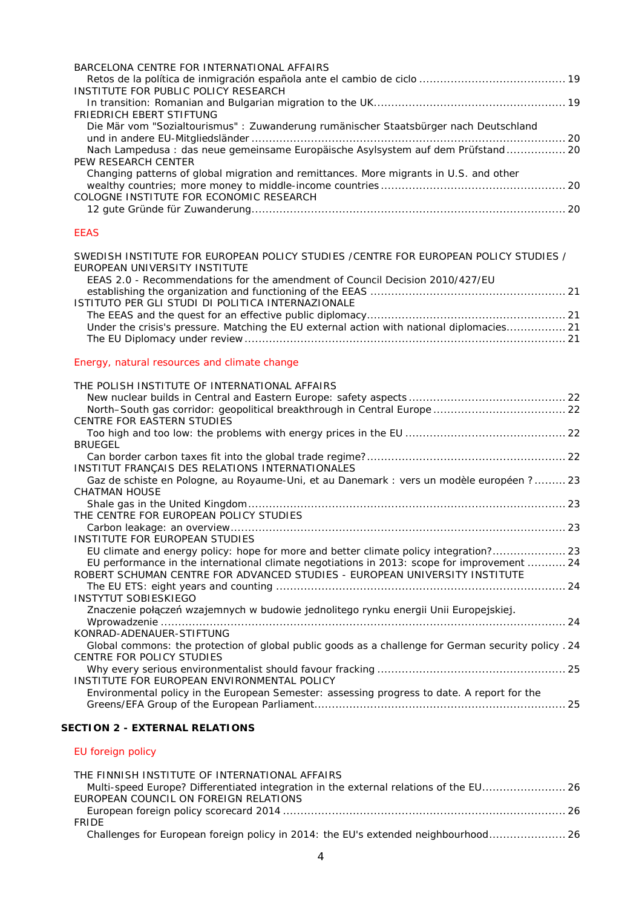BARCELONA CENTRE FOR INTERNATIONAL AFFAIRS
Retos de la política de inmigración española ante el cambio de ciclo .......................................... 19
INSTITUTE FOR PUBLIC POLICY RESEARCH
In transition: Romanian and Bulgarian migration to the UK...................................................... 19
FRIEDRICH EBERT STIFTUNG
Die Mär vom "Sozialtourismus" : Zuwanderung rumänischer Staatsbürger nach Deutschland und in andere EU-Mitgliedsländer ........................................................................................... 20
Nach Lampedusa : das neue gemeinsame Europäische Asylsystem auf dem Prüfstand................. 20
PEW RESEARCH CENTER
Changing patterns of global migration and remittances. More migrants in U.S. and other wealthy countries; more money to middle-income countries .................................................... 20
COLOGNE INSTITUTE FOR ECONOMIC RESEARCH
12 gute Gründe für Zuwanderung.......................................................................................... 20

## EEAS

SWEDISH INSTITUTE FOR EUROPEAN POLICY STUDIES /CENTRE FOR EUROPEAN POLICY STUDIES / EUROPEAN UNIVERSITY INSTITUTE
EEAS 2.0 - Recommendations for the amendment of Council Decision 2010/427/EU establishing the organization and functioning of the EEAS ........................................................ 21
ISTITUTO PER GLI STUDI DI POLITICA INTERNAZIONALE
The EEAS and the quest for an effective public diplomacy........................................................ 21
Under the crisis's pressure. Matching the EU external action with national diplomacies................. 21
The EU Diplomacy under review ........................................................................................... 21

## Energy, natural resources and climate change

THE POLISH INSTITUTE OF INTERNATIONAL AFFAIRS
New nuclear builds in Central and Eastern Europe: safety aspects ............................................ 22
North–South gas corridor: geopolitical breakthrough in Central Europe ...................................... 22
CENTRE FOR EASTERN STUDIES
Too high and too low: the problems with energy prices in the EU ............................................. 22
BRUEGEL
Can border carbon taxes fit into the global trade regime?......................................................... 22
INSTITUT FRANÇAIS DES RELATIONS INTERNATIONALES
Gaz de schiste en Pologne, au Royaume-Uni, et au Danemark : vers un modèle européen ?......... 23
CHATMAN HOUSE
Shale gas in the United Kingdom........................................................................................... 23
THE CENTRE FOR EUROPEAN POLICY STUDIES
Carbon leakage: an overview............................................................................................... 23
INSTITUTE FOR EUROPEAN STUDIES
EU climate and energy policy: hope for more and better climate policy integration?..................... 23
EU performance in the international climate negotiations in 2013: scope for improvement ........... 24
ROBERT SCHUMAN CENTRE FOR ADVANCED STUDIES - EUROPEAN UNIVERSITY INSTITUTE
The EU ETS: eight years and counting .................................................................................. 24
INSTYTUT SOBIESKIEGO
Znaczenie połączeń wzajemnych w budowie jednolitego rynku energii Unii Europejskiej. Wprowadzenie .................................................................................................................... 24
KONRAD-ADENAUER-STIFTUNG
Global commons: the protection of global public goods as a challenge for German security policy . 24
CENTRE FOR POLICY STUDIES
Why every serious environmentalist should favour fracking ...................................................... 25
INSTITUTE FOR EUROPEAN ENVIRONMENTAL POLICY
Environmental policy in the European Semester: assessing progress to date. A report for the Greens/EFA Group of the European Parliament........................................................................ 25

# SECTION 2 - EXTERNAL RELATIONS

## EU foreign policy

THE FINNISH INSTITUTE OF INTERNATIONAL AFFAIRS
Multi-speed Europe? Differentiated integration in the external relations of the EU........................ 26
EUROPEAN COUNCIL ON FOREIGN RELATIONS
European foreign policy scorecard 2014 ................................................................................. 26
FRIDE
Challenges for European foreign policy in 2014: the EU's extended neighbourhood...................... 26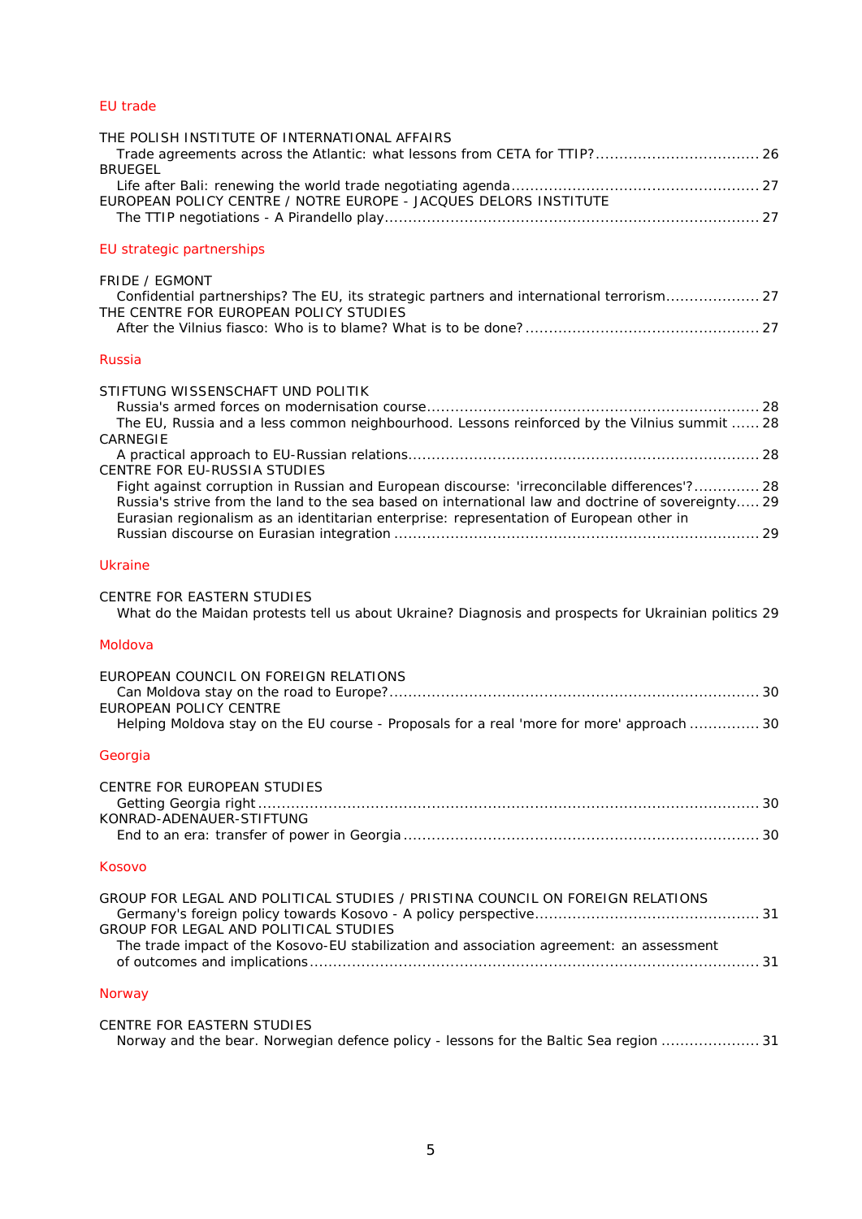## EU trade

THE POLISH INSTITUTE OF INTERNATIONAL AFFAIRS
Trade agreements across the Atlantic: what lessons from CETA for TTIP? .......... 26
BRUEGEL
Life after Bali: renewing the world trade negotiating agenda .......... 27
EUROPEAN POLICY CENTRE / NOTRE EUROPE - JACQUES DELORS INSTITUTE
The TTIP negotiations - A Pirandello play .......... 27

## EU strategic partnerships

FRIDE / EGMONT
Confidential partnerships? The EU, its strategic partners and international terrorism .......... 27
THE CENTRE FOR EUROPEAN POLICY STUDIES
After the Vilnius fiasco: Who is to blame? What is to be done? .......... 27

## Russia

STIFTUNG WISSENSCHAFT UND POLITIK
Russia's armed forces on modernisation course .......... 28
The EU, Russia and a less common neighbourhood. Lessons reinforced by the Vilnius summit .......... 28
CARNEGIE
A practical approach to EU-Russian relations .......... 28
CENTRE FOR EU-RUSSIA STUDIES
Fight against corruption in Russian and European discourse: 'irreconcilable differences'? .......... 28
Russia's strive from the land to the sea based on international law and doctrine of sovereignty .......... 29
Eurasian regionalism as an identitarian enterprise: representation of European other in Russian discourse on Eurasian integration .......... 29

## Ukraine

CENTRE FOR EASTERN STUDIES
What do the Maidan protests tell us about Ukraine? Diagnosis and prospects for Ukrainian politics 29

## Moldova

EUROPEAN COUNCIL ON FOREIGN RELATIONS
Can Moldova stay on the road to Europe? .......... 30
EUROPEAN POLICY CENTRE
Helping Moldova stay on the EU course - Proposals for a real 'more for more' approach .......... 30

## Georgia

CENTRE FOR EUROPEAN STUDIES
Getting Georgia right .......... 30
KONRAD-ADENAUER-STIFTUNG
End to an era: transfer of power in Georgia .......... 30

## Kosovo

GROUP FOR LEGAL AND POLITICAL STUDIES / PRISTINA COUNCIL ON FOREIGN RELATIONS
Germany's foreign policy towards Kosovo - A policy perspective .......... 31
GROUP FOR LEGAL AND POLITICAL STUDIES
The trade impact of the Kosovo-EU stabilization and association agreement: an assessment of outcomes and implications .......... 31

## Norway

CENTRE FOR EASTERN STUDIES
Norway and the bear. Norwegian defence policy - lessons for the Baltic Sea region .......... 31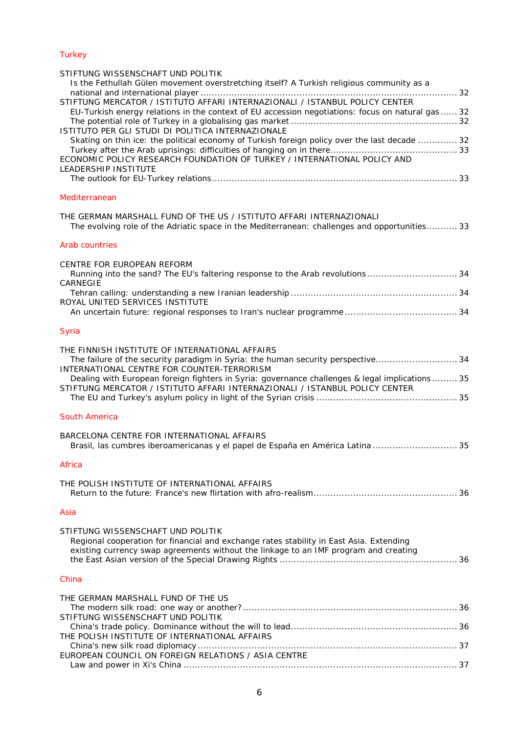## Turkey

STIFTUNG WISSENSCHAFT UND POLITIK
- Is the Fethullah Gülen movement overstretching itself? A Turkish religious community as a national and international player .......... 32

STIFTUNG MERCATOR / ISTITUTO AFFARI INTERNAZIONALI / ISTANBUL POLICY CENTER
- EU-Turkish energy relations in the context of EU accession negotiations: focus on natural gas ...... 32
- The potential role of Turkey in a globalising gas market .......... 32

ISTITUTO PER GLI STUDI DI POLITICA INTERNAZIONALE
- Skating on thin ice: the political economy of Turkish foreign policy over the last decade .......... 32
- Turkey after the Arab uprisings: difficulties of hanging on in there .......... 33

ECONOMIC POLICY RESEARCH FOUNDATION OF TURKEY / INTERNATIONAL POLICY AND LEADERSHIP INSTITUTE
- The outlook for EU-Turkey relations .......... 33

## Mediterranean

THE GERMAN MARSHALL FUND OF THE US / ISTITUTO AFFARI INTERNAZIONALI
- The evolving role of the Adriatic space in the Mediterranean: challenges and opportunities .......... 33

## Arab countries

CENTRE FOR EUROPEAN REFORM
- Running into the sand? The EU's faltering response to the Arab revolutions .......... 34

CARNEGIE
- Tehran calling: understanding a new Iranian leadership .......... 34

ROYAL UNITED SERVICES INSTITUTE
- An uncertain future: regional responses to Iran's nuclear programme .......... 34

## Syria

THE FINNISH INSTITUTE OF INTERNATIONAL AFFAIRS
- The failure of the security paradigm in Syria: the human security perspective .......... 34

INTERNATIONAL CENTRE FOR COUNTER-TERRORISM
- Dealing with European foreign fighters in Syria: governance challenges & legal implications .......... 35

STIFTUNG MERCATOR / ISTITUTO AFFARI INTERNAZIONALI / ISTANBUL POLICY CENTER
- The EU and Turkey's asylum policy in light of the Syrian crisis .......... 35

## South America

BARCELONA CENTRE FOR INTERNATIONAL AFFAIRS
- Brasil, las cumbres iberoamericanas y el papel de España en América Latina .......... 35

## Africa

THE POLISH INSTITUTE OF INTERNATIONAL AFFAIRS
- Return to the future: France's new flirtation with afro-realism .......... 36

## Asia

STIFTUNG WISSENSCHAFT UND POLITIK
- Regional cooperation for financial and exchange rates stability in East Asia. Extending existing currency swap agreements without the linkage to an IMF program and creating the East Asian version of the Special Drawing Rights .......... 36

## China

THE GERMAN MARSHALL FUND OF THE US
- The modern silk road: one way or another? .......... 36

STIFTUNG WISSENSCHAFT UND POLITIK
- China's trade policy. Dominance without the will to lead .......... 36

THE POLISH INSTITUTE OF INTERNATIONAL AFFAIRS
- China's new silk road diplomacy .......... 37

EUROPEAN COUNCIL ON FOREIGN RELATIONS / ASIA CENTRE
- Law and power in Xi's China .......... 37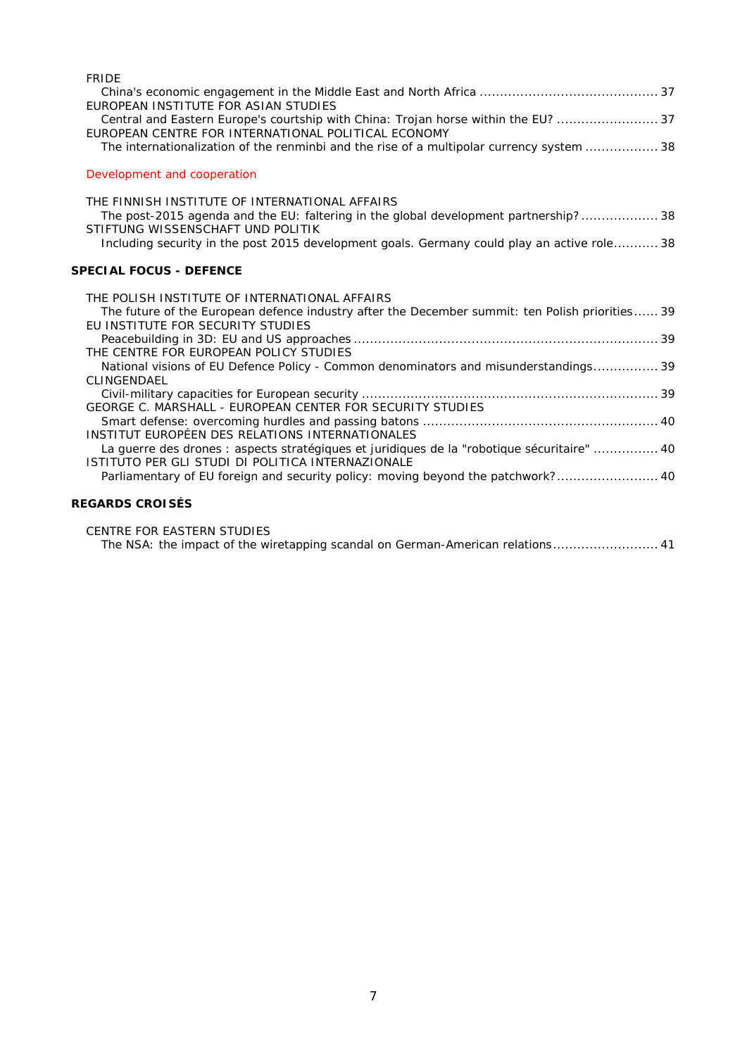FRIDE
China's economic engagement in the Middle East and North Africa ............................................ 37
EUROPEAN INSTITUTE FOR ASIAN STUDIES
Central and Eastern Europe's courtship with China: Trojan horse within the EU? ......................... 37
EUROPEAN CENTRE FOR INTERNATIONAL POLITICAL ECONOMY
The internationalization of the renminbi and the rise of a multipolar currency system .................. 38

Development and cooperation

THE FINNISH INSTITUTE OF INTERNATIONAL AFFAIRS
The post-2015 agenda and the EU: faltering in the global development partnership? ................... 38
STIFTUNG WISSENSCHAFT UND POLITIK
Including security in the post 2015 development goals. Germany could play an active role........... 38

**SPECIAL FOCUS - DEFENCE**

THE POLISH INSTITUTE OF INTERNATIONAL AFFAIRS
The future of the European defence industry after the December summit: ten Polish priorities...... 39
EU INSTITUTE FOR SECURITY STUDIES
Peacebuilding in 3D: EU and US approaches ........................................................................... 39
THE CENTRE FOR EUROPEAN POLICY STUDIES
National visions of EU Defence Policy - Common denominators and misunderstandings................ 39
CLINGENDAEL
Civil-military capacities for European security ......................................................................... 39
GEORGE C. MARSHALL - EUROPEAN CENTER FOR SECURITY STUDIES
Smart defense: overcoming hurdles and passing batons .......................................................... 40
INSTITUT EUROPÉEN DES RELATIONS INTERNATIONALES
La guerre des drones : aspects stratégiques et juridiques de la "robotique sécuritaire" ................ 40
ISTITUTO PER GLI STUDI DI POLITICA INTERNAZIONALE
Parliamentary of EU foreign and security policy: moving beyond the patchwork?......................... 40

**REGARDS CROISÉS**

CENTRE FOR EASTERN STUDIES
The NSA: the impact of the wiretapping scandal on German-American relations.......................... 41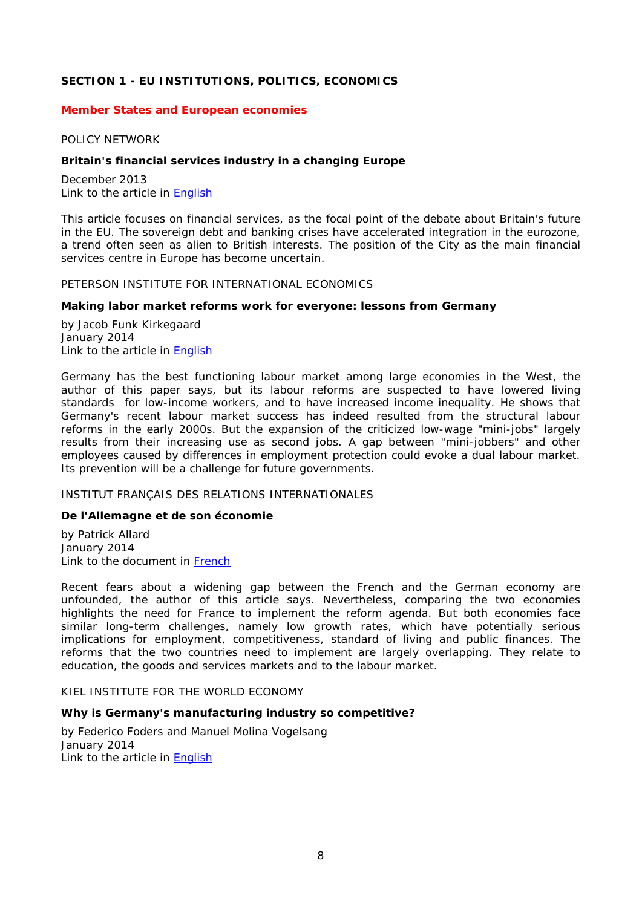## SECTION 1 - EU INSTITUTIONS, POLITICS, ECONOMICS

### Member States and European economies

POLICY NETWORK

**Britain's financial services industry in a changing Europe**

December 2013
Link to the article in English

This article focuses on financial services, as the focal point of the debate about Britain's future in the EU. The sovereign debt and banking crises have accelerated integration in the eurozone, a trend often seen as alien to British interests. The position of the City as the main financial services centre in Europe has become uncertain.

PETERSON INSTITUTE FOR INTERNATIONAL ECONOMICS

**Making labor market reforms work for everyone: lessons from Germany**

by Jacob Funk Kirkegaard
January 2014
Link to the article in English

Germany has the best functioning labour market among large economies in the West, the author of this paper says, but its labour reforms are suspected to have lowered living standards for low-income workers, and to have increased income inequality. He shows that Germany's recent labour market success has indeed resulted from the structural labour reforms in the early 2000s. But the expansion of the criticized low-wage "mini-jobs" largely results from their increasing use as second jobs. A gap between "mini-jobbers" and other employees caused by differences in employment protection could evoke a dual labour market. Its prevention will be a challenge for future governments.

INSTITUT FRANÇAIS DES RELATIONS INTERNATIONALES

**De l'Allemagne et de son économie**

by Patrick Allard
January 2014
Link to the document in French

Recent fears about a widening gap between the French and the German economy are unfounded, the author of this article says. Nevertheless, comparing the two economies highlights the need for France to implement the reform agenda. But both economies face similar long-term challenges, namely low growth rates, which have potentially serious implications for employment, competitiveness, standard of living and public finances. The reforms that the two countries need to implement are largely overlapping. They relate to education, the goods and services markets and to the labour market.

KIEL INSTITUTE FOR THE WORLD ECONOMY

**Why is Germany's manufacturing industry so competitive?**

by Federico Foders and Manuel Molina Vogelsang
January 2014
Link to the article in English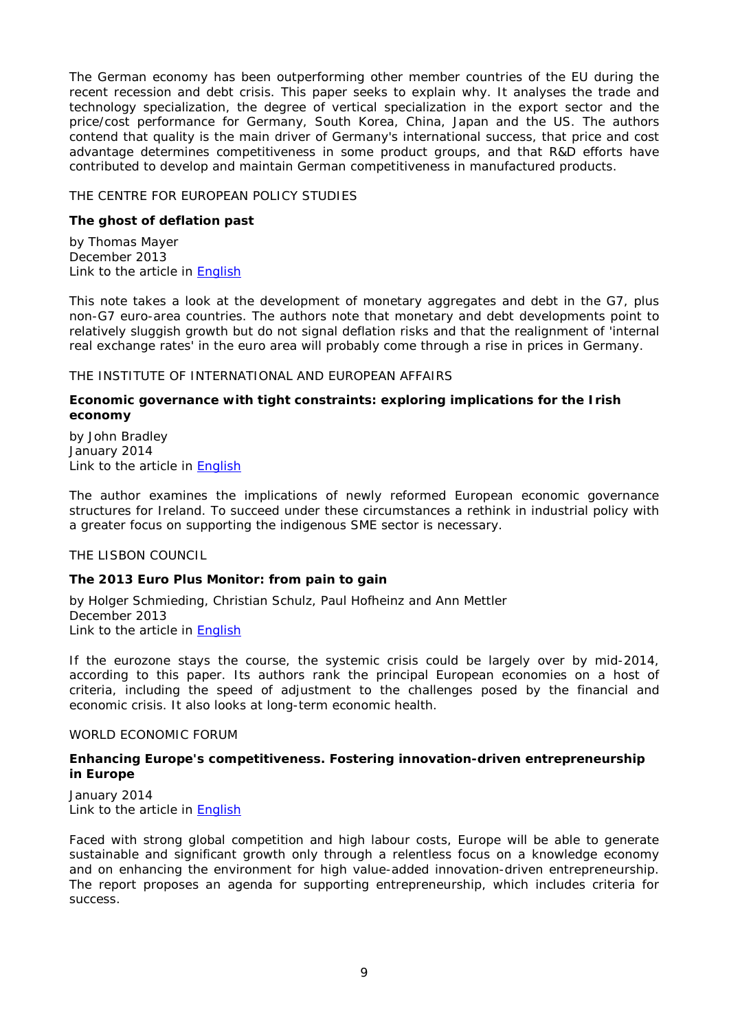The German economy has been outperforming other member countries of the EU during the recent recession and debt crisis. This paper seeks to explain why. It analyses the trade and technology specialization, the degree of vertical specialization in the export sector and the price/cost performance for Germany, South Korea, China, Japan and the US. The authors contend that quality is the main driver of Germany's international success, that price and cost advantage determines competitiveness in some product groups, and that R&D efforts have contributed to develop and maintain German competitiveness in manufactured products.

THE CENTRE FOR EUROPEAN POLICY STUDIES

**The ghost of deflation past**

by Thomas Mayer
December 2013
Link to the article in English

This note takes a look at the development of monetary aggregates and debt in the G7, plus non-G7 euro-area countries. The authors note that monetary and debt developments point to relatively sluggish growth but do not signal deflation risks and that the realignment of 'internal real exchange rates' in the euro area will probably come through a rise in prices in Germany.

THE INSTITUTE OF INTERNATIONAL AND EUROPEAN AFFAIRS

**Economic governance with tight constraints: exploring implications for the Irish economy**

by John Bradley
January 2014
Link to the article in English

The author examines the implications of newly reformed European economic governance structures for Ireland. To succeed under these circumstances a rethink in industrial policy with a greater focus on supporting the indigenous SME sector is necessary.

THE LISBON COUNCIL

**The 2013 Euro Plus Monitor: from pain to gain**

by Holger Schmieding, Christian Schulz, Paul Hofheinz and Ann Mettler
December 2013
Link to the article in English

If the eurozone stays the course, the systemic crisis could be largely over by mid-2014, according to this paper. Its authors rank the principal European economies on a host of criteria, including the speed of adjustment to the challenges posed by the financial and economic crisis. It also looks at long-term economic health.

WORLD ECONOMIC FORUM

**Enhancing Europe's competitiveness. Fostering innovation-driven entrepreneurship in Europe**

January 2014
Link to the article in English

Faced with strong global competition and high labour costs, Europe will be able to generate sustainable and significant growth only through a relentless focus on a knowledge economy and on enhancing the environment for high value-added innovation-driven entrepreneurship. The report proposes an agenda for supporting entrepreneurship, which includes criteria for success.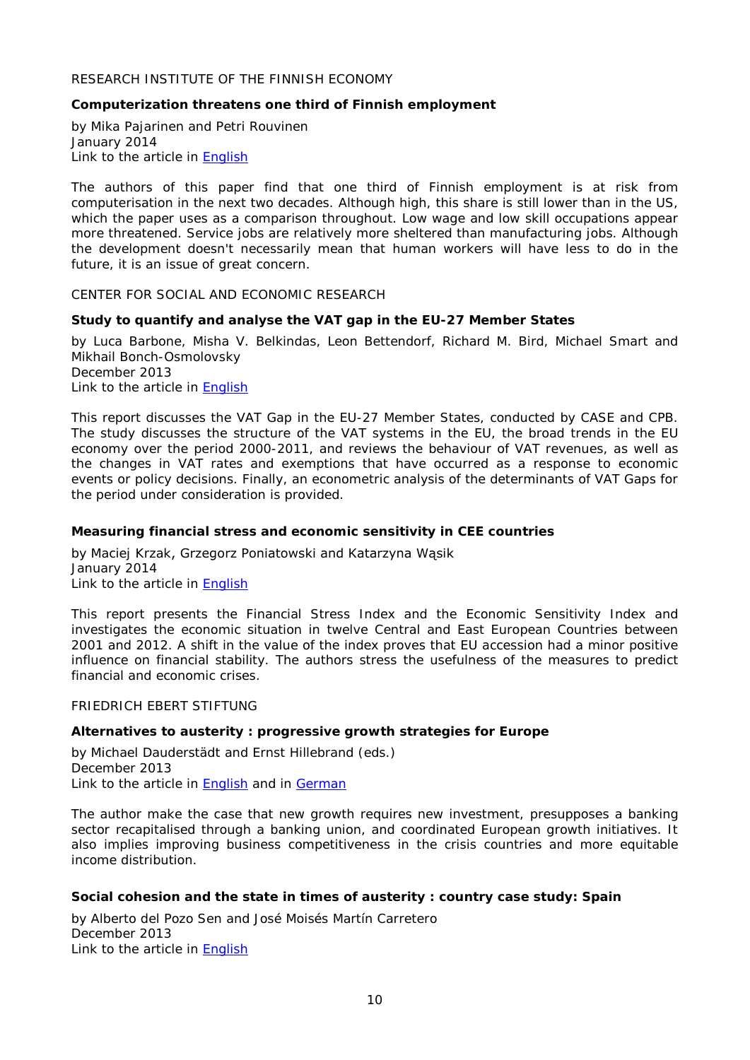RESEARCH INSTITUTE OF THE FINNISH ECONOMY

**Computerization threatens one third of Finnish employment**

by Mika Pajarinen and Petri Rouvinen
January 2014
Link to the article in English

The authors of this paper find that one third of Finnish employment is at risk from computerisation in the next two decades. Although high, this share is still lower than in the US, which the paper uses as a comparison throughout. Low wage and low skill occupations appear more threatened. Service jobs are relatively more sheltered than manufacturing jobs. Although the development doesn't necessarily mean that human workers will have less to do in the future, it is an issue of great concern.

CENTER FOR SOCIAL AND ECONOMIC RESEARCH

**Study to quantify and analyse the VAT gap in the EU-27 Member States**

by Luca Barbone, Misha V. Belkindas, Leon Bettendorf, Richard M. Bird, Michael Smart and Mikhail Bonch-Osmolovsky
December 2013
Link to the article in English

This report discusses the VAT Gap in the EU-27 Member States, conducted by CASE and CPB. The study discusses the structure of the VAT systems in the EU, the broad trends in the EU economy over the period 2000-2011, and reviews the behaviour of VAT revenues, as well as the changes in VAT rates and exemptions that have occurred as a response to economic events or policy decisions. Finally, an econometric analysis of the determinants of VAT Gaps for the period under consideration is provided.

**Measuring financial stress and economic sensitivity in CEE countries**

by Maciej Krzak, Grzegorz Poniatowski and Katarzyna Wąsik
January 2014
Link to the article in English

This report presents the Financial Stress Index and the Economic Sensitivity Index and investigates the economic situation in twelve Central and East European Countries between 2001 and 2012. A shift in the value of the index proves that EU accession had a minor positive influence on financial stability. The authors stress the usefulness of the measures to predict financial and economic crises.

FRIEDRICH EBERT STIFTUNG

**Alternatives to austerity : progressive growth strategies for Europe**

by Michael Dauderstädt and Ernst Hillebrand (eds.)
December 2013
Link to the article in English and in German

The author make the case that new growth requires new investment, presupposes a banking sector recapitalised through a banking union, and coordinated European growth initiatives. It also implies improving business competitiveness in the crisis countries and more equitable income distribution.

**Social cohesion and the state in times of austerity : country case study: Spain**

by Alberto del Pozo Sen and José Moisés Martín Carretero
December 2013
Link to the article in English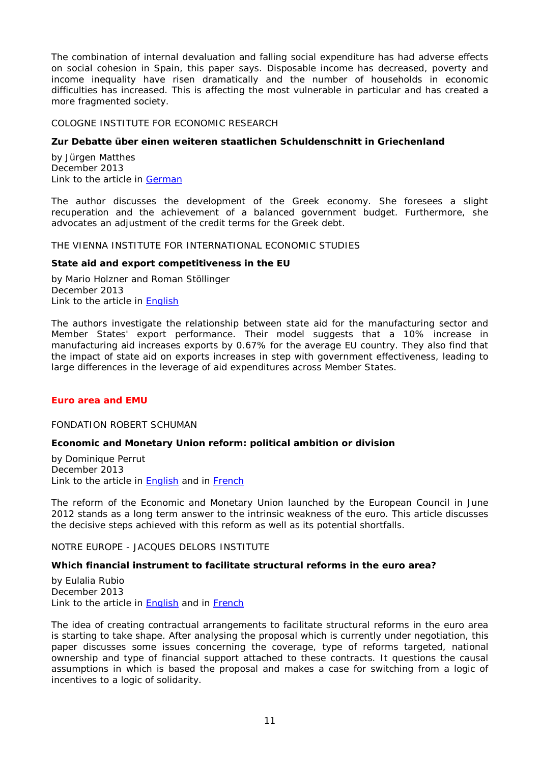The combination of internal devaluation and falling social expenditure has had adverse effects on social cohesion in Spain, this paper says. Disposable income has decreased, poverty and income inequality have risen dramatically and the number of households in economic difficulties has increased. This is affecting the most vulnerable in particular and has created a more fragmented society.

COLOGNE INSTITUTE FOR ECONOMIC RESEARCH

**Zur Debatte über einen weiteren staatlichen Schuldenschnitt in Griechenland**

by Jürgen Matthes
December 2013
Link to the article in German

The author discusses the development of the Greek economy. She foresees a slight recuperation and the achievement of a balanced government budget. Furthermore, she advocates an adjustment of the credit terms for the Greek debt.

THE VIENNA INSTITUTE FOR INTERNATIONAL ECONOMIC STUDIES

**State aid and export competitiveness in the EU**

by Mario Holzner and Roman Stöllinger
December 2013
Link to the article in English

The authors investigate the relationship between state aid for the manufacturing sector and Member States' export performance. Their model suggests that a 10% increase in manufacturing aid increases exports by 0.67% for the average EU country. They also find that the impact of state aid on exports increases in step with government effectiveness, leading to large differences in the leverage of aid expenditures across Member States.

## Euro area and EMU

FONDATION ROBERT SCHUMAN

**Economic and Monetary Union reform: political ambition or division**

by Dominique Perrut
December 2013
Link to the article in English and in French

The reform of the Economic and Monetary Union launched by the European Council in June 2012 stands as a long term answer to the intrinsic weakness of the euro. This article discusses the decisive steps achieved with this reform as well as its potential shortfalls.

NOTRE EUROPE - JACQUES DELORS INSTITUTE

**Which financial instrument to facilitate structural reforms in the euro area?**

by Eulalia Rubio
December 2013
Link to the article in English and in French

The idea of creating contractual arrangements to facilitate structural reforms in the euro area is starting to take shape. After analysing the proposal which is currently under negotiation, this paper discusses some issues concerning the coverage, type of reforms targeted, national ownership and type of financial support attached to these contracts. It questions the causal assumptions in which is based the proposal and makes a case for switching from a logic of incentives to a logic of solidarity.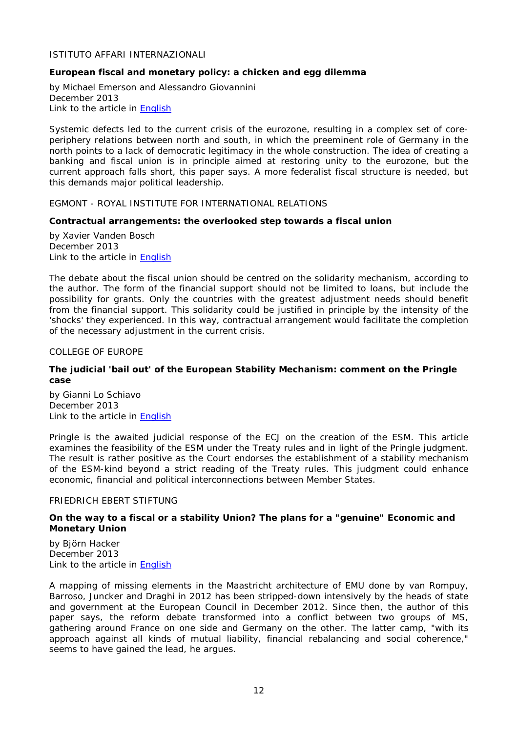ISTITUTO AFFARI INTERNAZIONALI

**European fiscal and monetary policy: a chicken and egg dilemma**

by Michael Emerson and Alessandro Giovannini
December 2013
Link to the article in English

Systemic defects led to the current crisis of the eurozone, resulting in a complex set of core-periphery relations between north and south, in which the preeminent role of Germany in the north points to a lack of democratic legitimacy in the whole construction. The idea of creating a banking and fiscal union is in principle aimed at restoring unity to the eurozone, but the current approach falls short, this paper says. A more federalist fiscal structure is needed, but this demands major political leadership.

EGMONT - ROYAL INSTITUTE FOR INTERNATIONAL RELATIONS

**Contractual arrangements: the overlooked step towards a fiscal union**

by Xavier Vanden Bosch
December 2013
Link to the article in English

The debate about the fiscal union should be centred on the solidarity mechanism, according to the author. The form of the financial support should not be limited to loans, but include the possibility for grants. Only the countries with the greatest adjustment needs should benefit from the financial support. This solidarity could be justified in principle by the intensity of the 'shocks' they experienced. In this way, contractual arrangement would facilitate the completion of the necessary adjustment in the current crisis.

COLLEGE OF EUROPE

**The judicial 'bail out' of the European Stability Mechanism: comment on the Pringle case**

by Gianni Lo Schiavo
December 2013
Link to the article in English

Pringle is the awaited judicial response of the ECJ on the creation of the ESM. This article examines the feasibility of the ESM under the Treaty rules and in light of the Pringle judgment. The result is rather positive as the Court endorses the establishment of a stability mechanism of the ESM-kind beyond a strict reading of the Treaty rules. This judgment could enhance economic, financial and political interconnections between Member States.

FRIEDRICH EBERT STIFTUNG

**On the way to a fiscal or a stability Union? The plans for a "genuine" Economic and Monetary Union**

by Björn Hacker
December 2013
Link to the article in English

A mapping of missing elements in the Maastricht architecture of EMU done by van Rompuy, Barroso, Juncker and Draghi in 2012 has been stripped-down intensively by the heads of state and government at the European Council in December 2012. Since then, the author of this paper says, the reform debate transformed into a conflict between two groups of MS, gathering around France on one side and Germany on the other. The latter camp, "with its approach against all kinds of mutual liability, financial rebalancing and social coherence," seems to have gained the lead, he argues.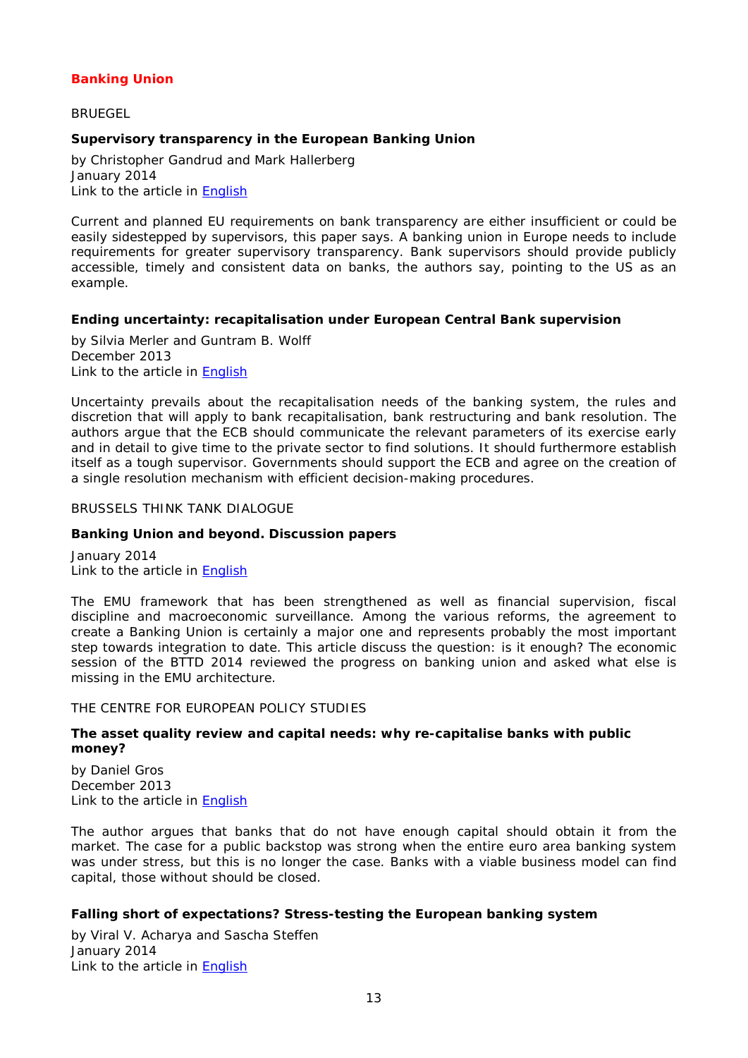## Banking Union

BRUEGEL

### Supervisory transparency in the European Banking Union

by Christopher Gandrud and Mark Hallerberg
January 2014
Link to the article in English

Current and planned EU requirements on bank transparency are either insufficient or could be easily sidestepped by supervisors, this paper says. A banking union in Europe needs to include requirements for greater supervisory transparency. Bank supervisors should provide publicly accessible, timely and consistent data on banks, the authors say, pointing to the US as an example.

### Ending uncertainty: recapitalisation under European Central Bank supervision

by Silvia Merler and Guntram B. Wolff
December 2013
Link to the article in English

Uncertainty prevails about the recapitalisation needs of the banking system, the rules and discretion that will apply to bank recapitalisation, bank restructuring and bank resolution. The authors argue that the ECB should communicate the relevant parameters of its exercise early and in detail to give time to the private sector to find solutions. It should furthermore establish itself as a tough supervisor. Governments should support the ECB and agree on the creation of a single resolution mechanism with efficient decision-making procedures.

BRUSSELS THINK TANK DIALOGUE

### Banking Union and beyond. Discussion papers

January 2014
Link to the article in English

The EMU framework that has been strengthened as well as financial supervision, fiscal discipline and macroeconomic surveillance. Among the various reforms, the agreement to create a Banking Union is certainly a major one and represents probably the most important step towards integration to date. This article discuss the question: is it enough? The economic session of the BTTD 2014 reviewed the progress on banking union and asked what else is missing in the EMU architecture.

THE CENTRE FOR EUROPEAN POLICY STUDIES

### The asset quality review and capital needs: why re-capitalise banks with public money?

by Daniel Gros
December 2013
Link to the article in English

The author argues that banks that do not have enough capital should obtain it from the market. The case for a public backstop was strong when the entire euro area banking system was under stress, but this is no longer the case. Banks with a viable business model can find capital, those without should be closed.

### Falling short of expectations? Stress-testing the European banking system

by Viral V. Acharya and Sascha Steffen
January 2014
Link to the article in English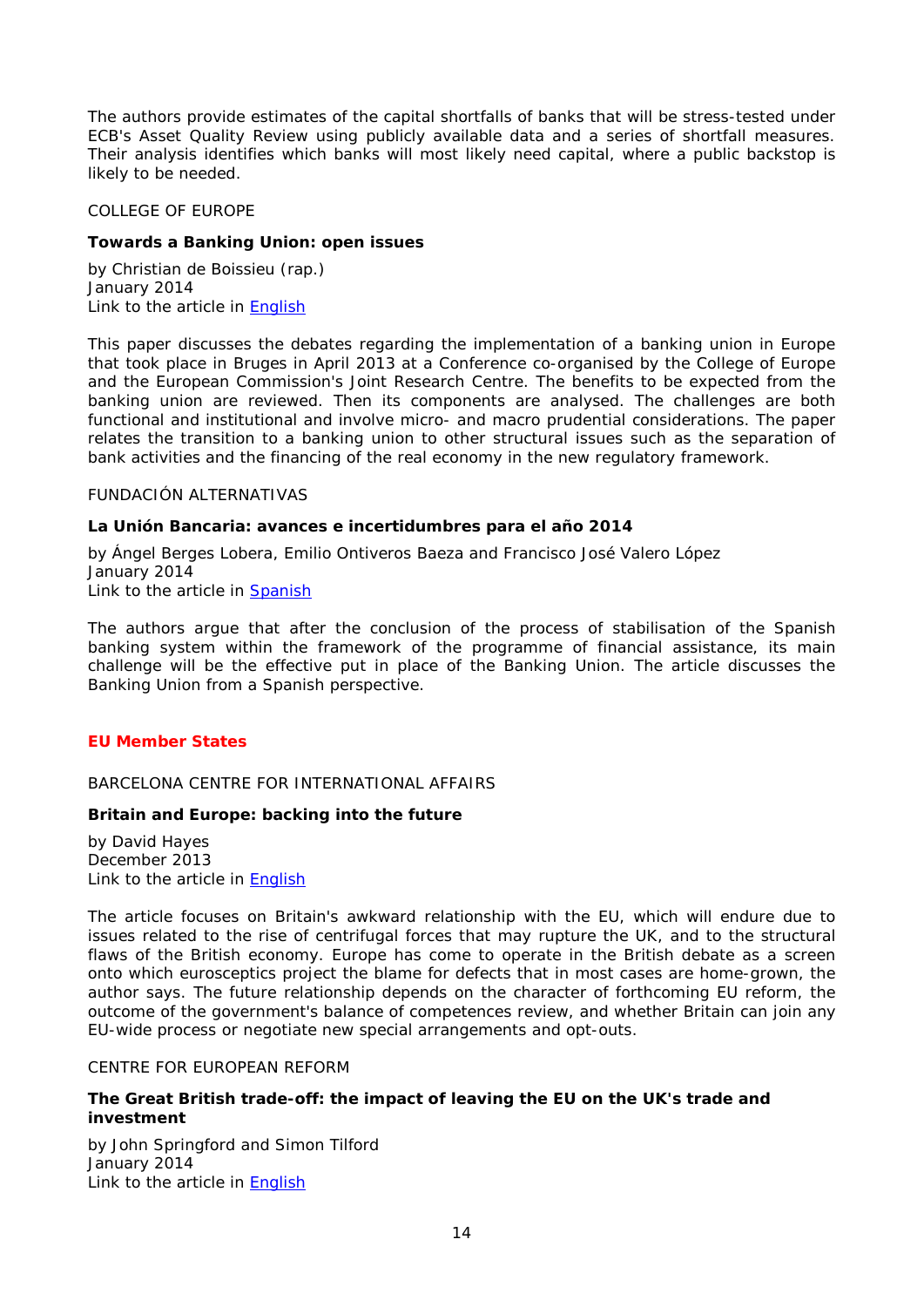The authors provide estimates of the capital shortfalls of banks that will be stress-tested under ECB's Asset Quality Review using publicly available data and a series of shortfall measures. Their analysis identifies which banks will most likely need capital, where a public backstop is likely to be needed.

COLLEGE OF EUROPE

**Towards a Banking Union: open issues**

by Christian de Boissieu (rap.)
January 2014
Link to the article in English

This paper discusses the debates regarding the implementation of a banking union in Europe that took place in Bruges in April 2013 at a Conference co-organised by the College of Europe and the European Commission's Joint Research Centre. The benefits to be expected from the banking union are reviewed. Then its components are analysed. The challenges are both functional and institutional and involve micro- and macro prudential considerations. The paper relates the transition to a banking union to other structural issues such as the separation of bank activities and the financing of the real economy in the new regulatory framework.

FUNDACIÓN ALTERNATIVAS

**La Unión Bancaria: avances e incertidumbres para el año 2014**

by Ángel Berges Lobera, Emilio Ontiveros Baeza and Francisco José Valero López
January 2014
Link to the article in Spanish

The authors argue that after the conclusion of the process of stabilisation of the Spanish banking system within the framework of the programme of financial assistance, its main challenge will be the effective put in place of the Banking Union. The article discusses the Banking Union from a Spanish perspective.

## EU Member States

BARCELONA CENTRE FOR INTERNATIONAL AFFAIRS

**Britain and Europe: backing into the future**

by David Hayes
December 2013
Link to the article in English

The article focuses on Britain's awkward relationship with the EU, which will endure due to issues related to the rise of centrifugal forces that may rupture the UK, and to the structural flaws of the British economy. Europe has come to operate in the British debate as a screen onto which eurosceptics project the blame for defects that in most cases are home-grown, the author says. The future relationship depends on the character of forthcoming EU reform, the outcome of the government's balance of competences review, and whether Britain can join any EU-wide process or negotiate new special arrangements and opt-outs.

CENTRE FOR EUROPEAN REFORM

**The Great British trade-off: the impact of leaving the EU on the UK's trade and investment**

by John Springford and Simon Tilford
January 2014
Link to the article in English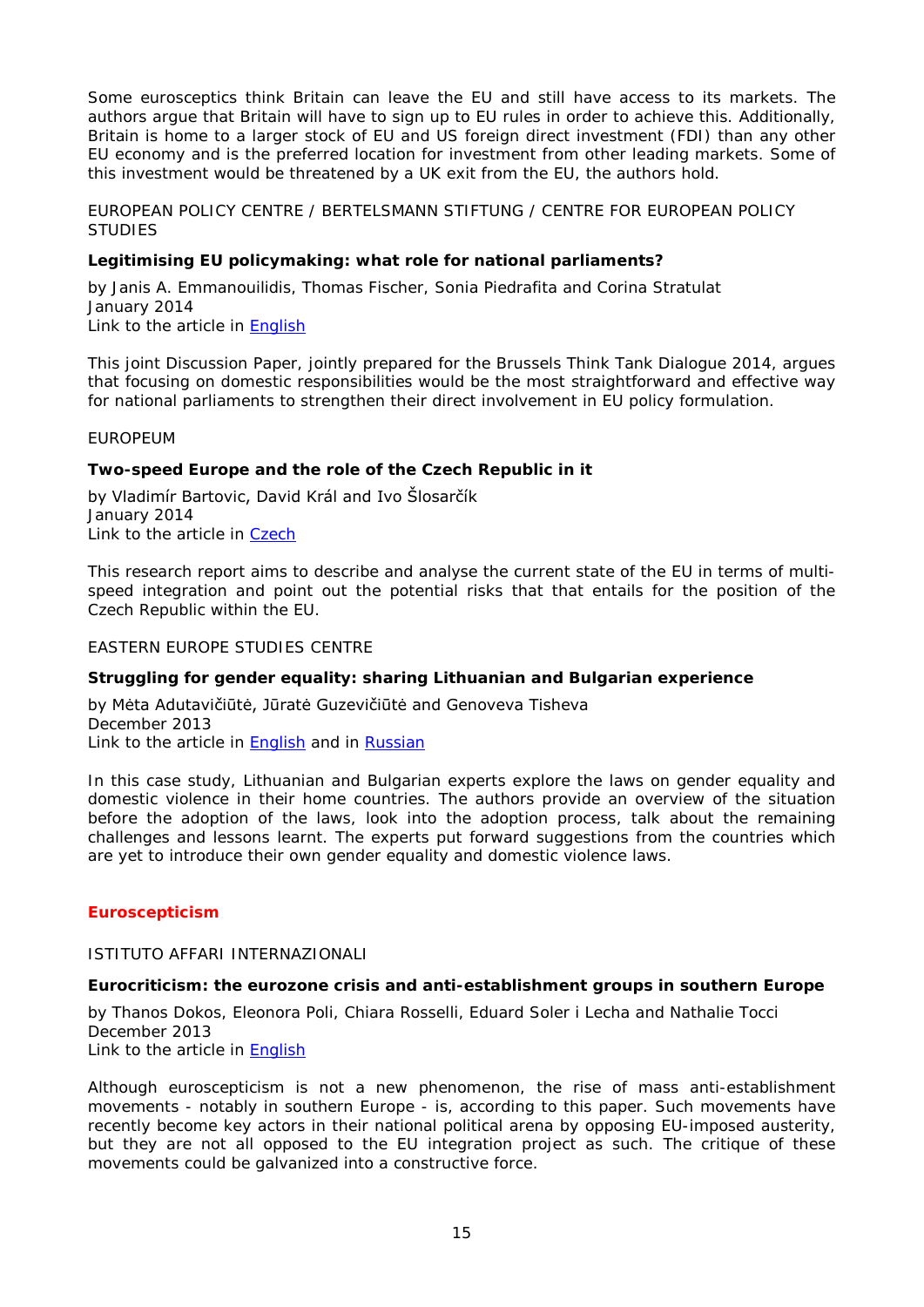Some eurosceptics think Britain can leave the EU and still have access to its markets. The authors argue that Britain will have to sign up to EU rules in order to achieve this. Additionally, Britain is home to a larger stock of EU and US foreign direct investment (FDI) than any other EU economy and is the preferred location for investment from other leading markets. Some of this investment would be threatened by a UK exit from the EU, the authors hold.

EUROPEAN POLICY CENTRE / BERTELSMANN STIFTUNG / CENTRE FOR EUROPEAN POLICY STUDIES

**Legitimising EU policymaking: what role for national parliaments?**

by Janis A. Emmanouilidis, Thomas Fischer, Sonia Piedrafita and Corina Stratulat
January 2014
Link to the article in English

This joint Discussion Paper, jointly prepared for the Brussels Think Tank Dialogue 2014, argues that focusing on domestic responsibilities would be the most straightforward and effective way for national parliaments to strengthen their direct involvement in EU policy formulation.

EUROPEUM

**Two-speed Europe and the role of the Czech Republic in it**

by Vladimír Bartovic, David Král and Ivo Šlosarčík
January 2014
Link to the article in Czech

This research report aims to describe and analyse the current state of the EU in terms of multi-speed integration and point out the potential risks that that entails for the position of the Czech Republic within the EU.

EASTERN EUROPE STUDIES CENTRE

**Struggling for gender equality: sharing Lithuanian and Bulgarian experience**

by Mėta Adutavičiūtė, Jūratė Guzevičiūtė and Genoveva Tisheva
December 2013
Link to the article in English and in Russian

In this case study, Lithuanian and Bulgarian experts explore the laws on gender equality and domestic violence in their home countries. The authors provide an overview of the situation before the adoption of the laws, look into the adoption process, talk about the remaining challenges and lessons learnt. The experts put forward suggestions from the countries which are yet to introduce their own gender equality and domestic violence laws.

## Euroscepticism

ISTITUTO AFFARI INTERNAZIONALI

**Eurocriticism: the eurozone crisis and anti-establishment groups in southern Europe**

by Thanos Dokos, Eleonora Poli, Chiara Rosselli, Eduard Soler i Lecha and Nathalie Tocci
December 2013
Link to the article in English

Although euroscepticism is not a new phenomenon, the rise of mass anti-establishment movements - notably in southern Europe - is, according to this paper. Such movements have recently become key actors in their national political arena by opposing EU-imposed austerity, but they are not all opposed to the EU integration project as such. The critique of these movements could be galvanized into a constructive force.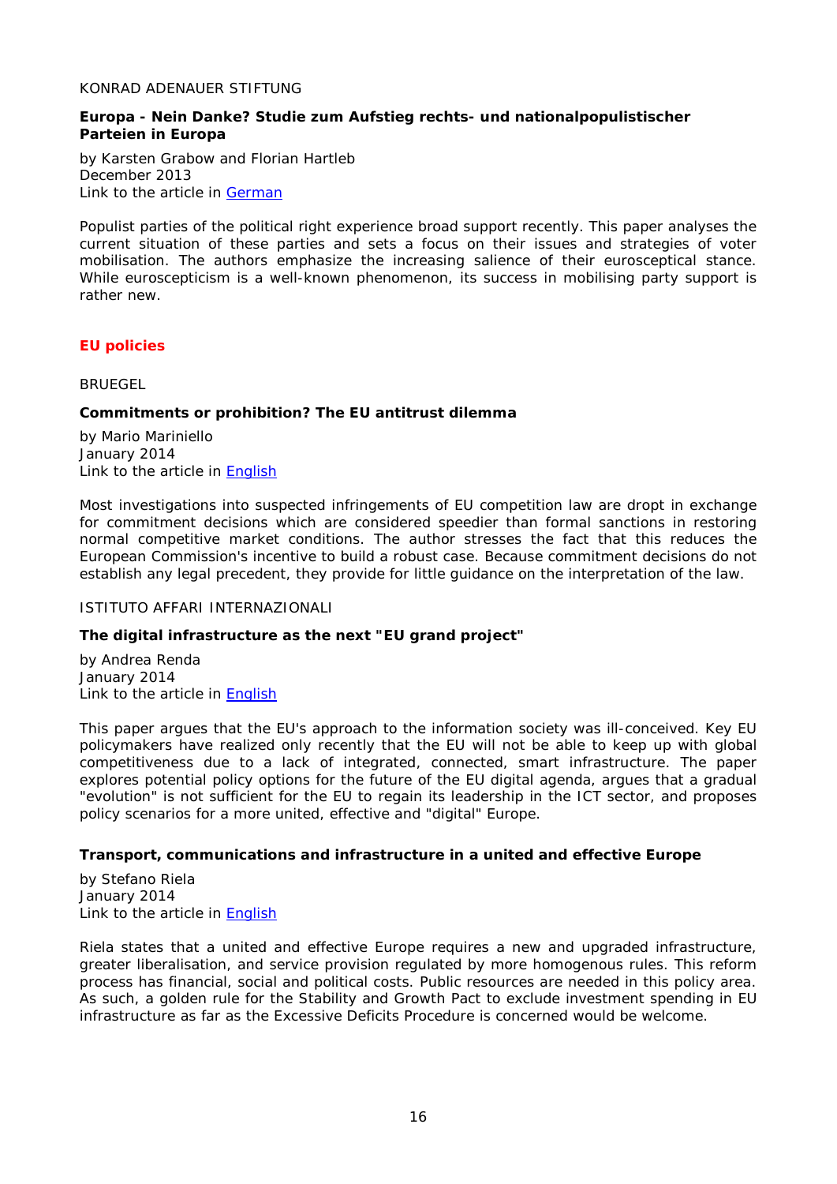KONRAD ADENAUER STIFTUNG

**Europa - Nein Danke? Studie zum Aufstieg rechts- und nationalpopulistischer Parteien in Europa**

by Karsten Grabow and Florian Hartleb
December 2013
Link to the article in German

Populist parties of the political right experience broad support recently. This paper analyses the current situation of these parties and sets a focus on their issues and strategies of voter mobilisation. The authors emphasize the increasing salience of their eurosceptical stance. While euroscepticism is a well-known phenomenon, its success in mobilising party support is rather new.

## EU policies

BRUEGEL

**Commitments or prohibition? The EU antitrust dilemma**

by Mario Mariniello
January 2014
Link to the article in English

Most investigations into suspected infringements of EU competition law are dropt in exchange for commitment decisions which are considered speedier than formal sanctions in restoring normal competitive market conditions. The author stresses the fact that this reduces the European Commission's incentive to build a robust case. Because commitment decisions do not establish any legal precedent, they provide for little guidance on the interpretation of the law.

ISTITUTO AFFARI INTERNAZIONALI

**The digital infrastructure as the next "EU grand project"**

by Andrea Renda
January 2014
Link to the article in English

This paper argues that the EU's approach to the information society was ill-conceived. Key EU policymakers have realized only recently that the EU will not be able to keep up with global competitiveness due to a lack of integrated, connected, smart infrastructure. The paper explores potential policy options for the future of the EU digital agenda, argues that a gradual "evolution" is not sufficient for the EU to regain its leadership in the ICT sector, and proposes policy scenarios for a more united, effective and "digital" Europe.

**Transport, communications and infrastructure in a united and effective Europe**

by Stefano Riela
January 2014
Link to the article in English

Riela states that a united and effective Europe requires a new and upgraded infrastructure, greater liberalisation, and service provision regulated by more homogenous rules. This reform process has financial, social and political costs. Public resources are needed in this policy area. As such, a golden rule for the Stability and Growth Pact to exclude investment spending in EU infrastructure as far as the Excessive Deficits Procedure is concerned would be welcome.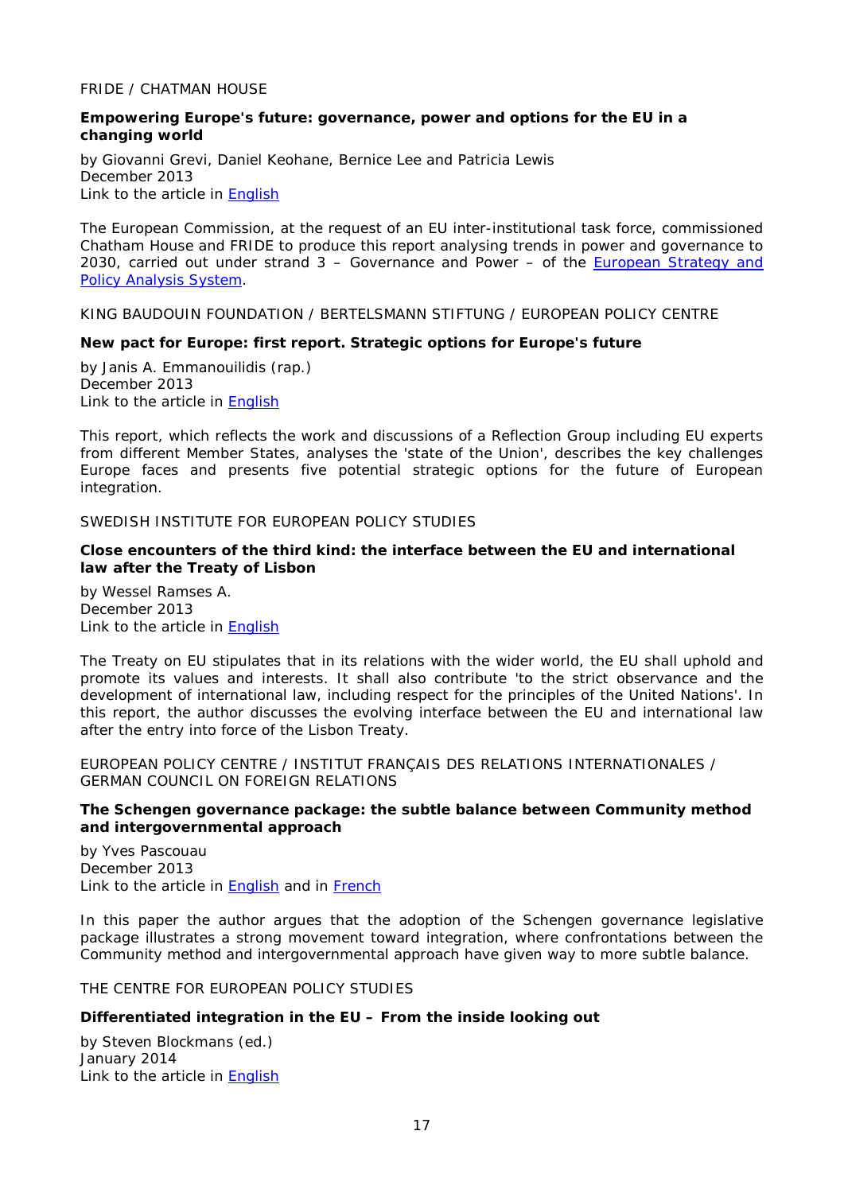FRIDE / CHATMAN HOUSE

**Empowering Europe's future: governance, power and options for the EU in a changing world**

by Giovanni Grevi, Daniel Keohane, Bernice Lee and Patricia Lewis
December 2013
Link to the article in English

The European Commission, at the request of an EU inter-institutional task force, commissioned Chatham House and FRIDE to produce this report analysing trends in power and governance to 2030, carried out under strand 3 – Governance and Power – of the European Strategy and Policy Analysis System.

KING BAUDOUIN FOUNDATION / BERTELSMANN STIFTUNG / EUROPEAN POLICY CENTRE

**New pact for Europe: first report. Strategic options for Europe's future**

by Janis A. Emmanouilidis (rap.)
December 2013
Link to the article in English

This report, which reflects the work and discussions of a Reflection Group including EU experts from different Member States, analyses the 'state of the Union', describes the key challenges Europe faces and presents five potential strategic options for the future of European integration.

SWEDISH INSTITUTE FOR EUROPEAN POLICY STUDIES

**Close encounters of the third kind: the interface between the EU and international law after the Treaty of Lisbon**

by Wessel Ramses A.
December 2013
Link to the article in English

The Treaty on EU stipulates that in its relations with the wider world, the EU shall uphold and promote its values and interests. It shall also contribute 'to the strict observance and the development of international law, including respect for the principles of the United Nations'. In this report, the author discusses the evolving interface between the EU and international law after the entry into force of the Lisbon Treaty.

EUROPEAN POLICY CENTRE / INSTITUT FRANÇAIS DES RELATIONS INTERNATIONALES / GERMAN COUNCIL ON FOREIGN RELATIONS

**The Schengen governance package: the subtle balance between Community method and intergovernmental approach**

by Yves Pascouau
December 2013
Link to the article in English and in French

In this paper the author argues that the adoption of the Schengen governance legislative package illustrates a strong movement toward integration, where confrontations between the Community method and intergovernmental approach have given way to more subtle balance.

THE CENTRE FOR EUROPEAN POLICY STUDIES

**Differentiated integration in the EU – From the inside looking out**

by Steven Blockmans (ed.)
January 2014
Link to the article in English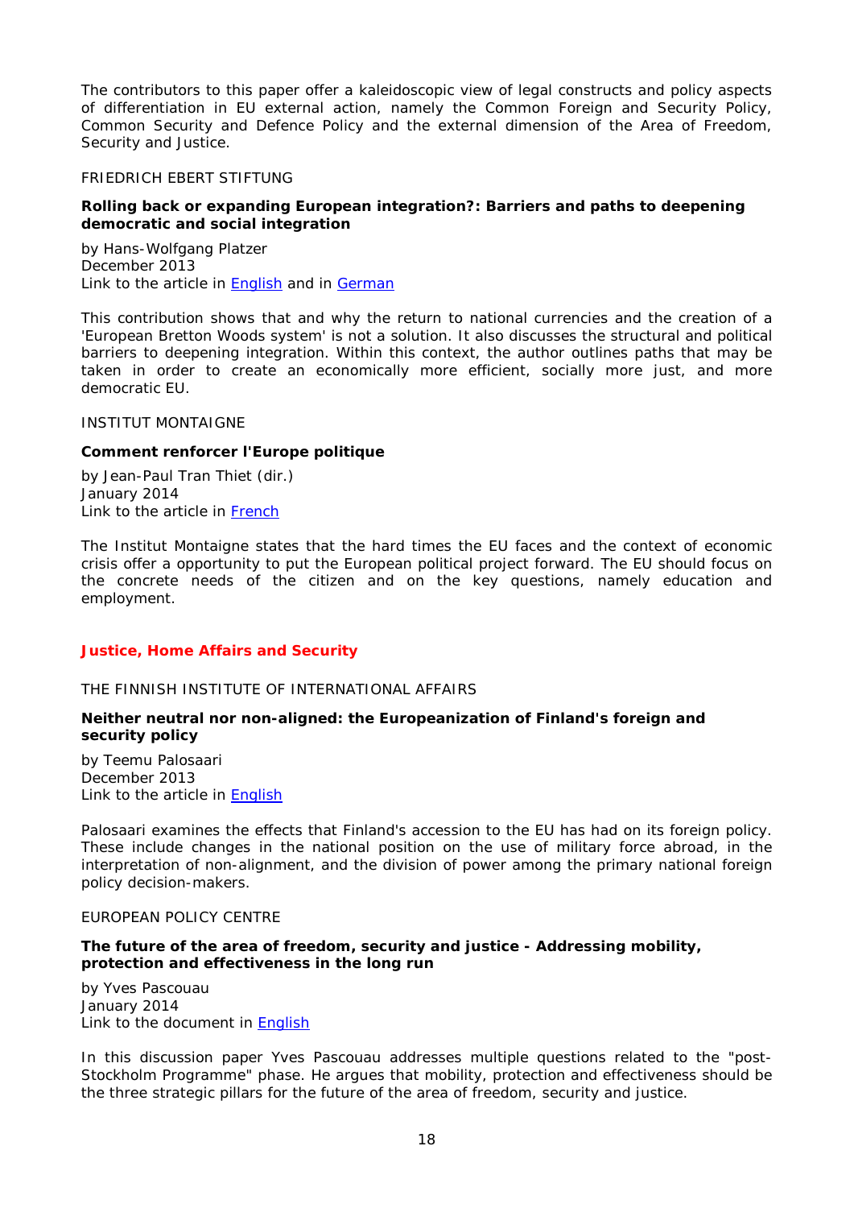The contributors to this paper offer a kaleidoscopic view of legal constructs and policy aspects of differentiation in EU external action, namely the Common Foreign and Security Policy, Common Security and Defence Policy and the external dimension of the Area of Freedom, Security and Justice.

FRIEDRICH EBERT STIFTUNG

**Rolling back or expanding European integration?: Barriers and paths to deepening democratic and social integration**

by Hans-Wolfgang Platzer
December 2013
Link to the article in English and in German

This contribution shows that and why the return to national currencies and the creation of a 'European Bretton Woods system' is not a solution. It also discusses the structural and political barriers to deepening integration. Within this context, the author outlines paths that may be taken in order to create an economically more efficient, socially more just, and more democratic EU.

INSTITUT MONTAIGNE

**Comment renforcer l'Europe politique**

by Jean-Paul Tran Thiet (dir.)
January 2014
Link to the article in French

The Institut Montaigne states that the hard times the EU faces and the context of economic crisis offer a opportunity to put the European political project forward. The EU should focus on the concrete needs of the citizen and on the key questions, namely education and employment.

## Justice, Home Affairs and Security

THE FINNISH INSTITUTE OF INTERNATIONAL AFFAIRS

**Neither neutral nor non-aligned: the Europeanization of Finland's foreign and security policy**

by Teemu Palosaari
December 2013
Link to the article in English

Palosaari examines the effects that Finland's accession to the EU has had on its foreign policy. These include changes in the national position on the use of military force abroad, in the interpretation of non-alignment, and the division of power among the primary national foreign policy decision-makers.

EUROPEAN POLICY CENTRE

**The future of the area of freedom, security and justice - Addressing mobility, protection and effectiveness in the long run**

by Yves Pascouau
January 2014
Link to the document in English

In this discussion paper Yves Pascouau addresses multiple questions related to the "post-Stockholm Programme" phase. He argues that mobility, protection and effectiveness should be the three strategic pillars for the future of the area of freedom, security and justice.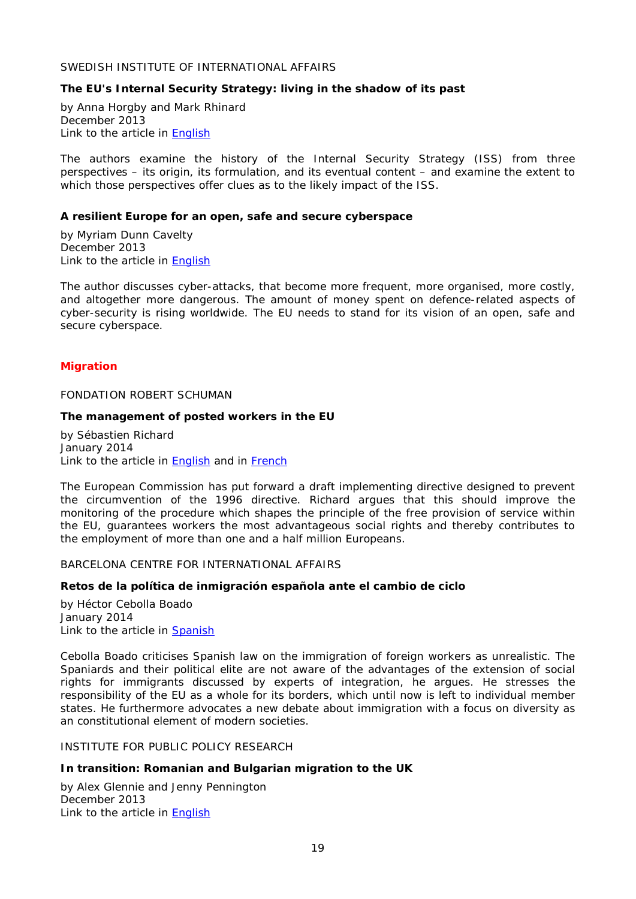SWEDISH INSTITUTE OF INTERNATIONAL AFFAIRS

**The EU's Internal Security Strategy: living in the shadow of its past**

by Anna Horgby and Mark Rhinard
December 2013
Link to the article in English

The authors examine the history of the Internal Security Strategy (ISS) from three perspectives – its origin, its formulation, and its eventual content – and examine the extent to which those perspectives offer clues as to the likely impact of the ISS.

**A resilient Europe for an open, safe and secure cyberspace**

by Myriam Dunn Cavelty
December 2013
Link to the article in English

The author discusses cyber-attacks, that become more frequent, more organised, more costly, and altogether more dangerous. The amount of money spent on defence-related aspects of cyber-security is rising worldwide. The EU needs to stand for its vision of an open, safe and secure cyberspace.

## Migration

FONDATION ROBERT SCHUMAN

**The management of posted workers in the EU**

by Sébastien Richard
January 2014
Link to the article in English and in French

The European Commission has put forward a draft implementing directive designed to prevent the circumvention of the 1996 directive. Richard argues that this should improve the monitoring of the procedure which shapes the principle of the free provision of service within the EU, guarantees workers the most advantageous social rights and thereby contributes to the employment of more than one and a half million Europeans.

BARCELONA CENTRE FOR INTERNATIONAL AFFAIRS

**Retos de la política de inmigración española ante el cambio de ciclo**

by Héctor Cebolla Boado
January 2014
Link to the article in Spanish

Cebolla Boado criticises Spanish law on the immigration of foreign workers as unrealistic. The Spaniards and their political elite are not aware of the advantages of the extension of social rights for immigrants discussed by experts of integration, he argues. He stresses the responsibility of the EU as a whole for its borders, which until now is left to individual member states. He furthermore advocates a new debate about immigration with a focus on diversity as an constitutional element of modern societies.

INSTITUTE FOR PUBLIC POLICY RESEARCH

**In transition: Romanian and Bulgarian migration to the UK**

by Alex Glennie and Jenny Pennington
December 2013
Link to the article in English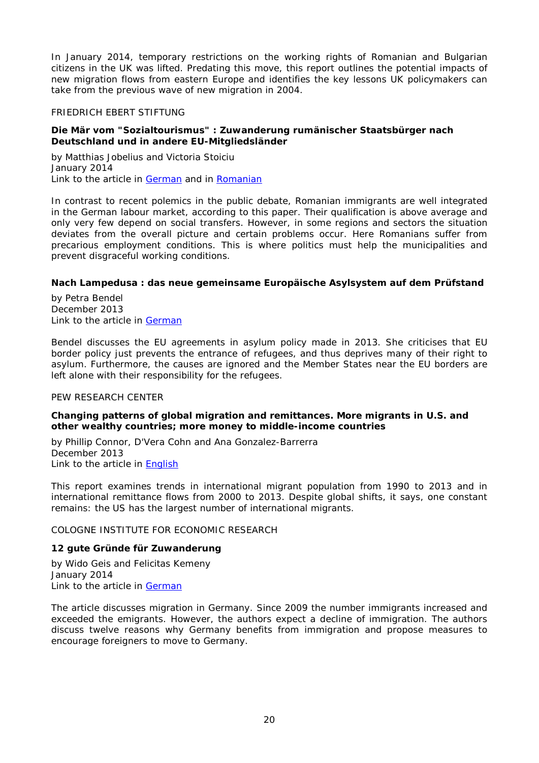In January 2014, temporary restrictions on the working rights of Romanian and Bulgarian citizens in the UK was lifted. Predating this move, this report outlines the potential impacts of new migration flows from eastern Europe and identifies the key lessons UK policymakers can take from the previous wave of new migration in 2004.

FRIEDRICH EBERT STIFTUNG

**Die Mär vom "Sozialtourismus" : Zuwanderung rumänischer Staatsbürger nach Deutschland und in andere EU-Mitgliedsländer**

by Matthias Jobelius and Victoria Stoiciu
January 2014
Link to the article in German and in Romanian

In contrast to recent polemics in the public debate, Romanian immigrants are well integrated in the German labour market, according to this paper. Their qualification is above average and only very few depend on social transfers. However, in some regions and sectors the situation deviates from the overall picture and certain problems occur. Here Romanians suffer from precarious employment conditions. This is where politics must help the municipalities and prevent disgraceful working conditions.

**Nach Lampedusa : das neue gemeinsame Europäische Asylsystem auf dem Prüfstand**

by Petra Bendel
December 2013
Link to the article in German

Bendel discusses the EU agreements in asylum policy made in 2013. She criticises that EU border policy just prevents the entrance of refugees, and thus deprives many of their right to asylum. Furthermore, the causes are ignored and the Member States near the EU borders are left alone with their responsibility for the refugees.

PEW RESEARCH CENTER

**Changing patterns of global migration and remittances. More migrants in U.S. and other wealthy countries; more money to middle-income countries**

by Phillip Connor, D'Vera Cohn and Ana Gonzalez-Barrerra
December 2013
Link to the article in English

This report examines trends in international migrant population from 1990 to 2013 and in international remittance flows from 2000 to 2013. Despite global shifts, it says, one constant remains: the US has the largest number of international migrants.

COLOGNE INSTITUTE FOR ECONOMIC RESEARCH

**12 gute Gründe für Zuwanderung**

by Wido Geis and Felicitas Kemeny
January 2014
Link to the article in German

The article discusses migration in Germany. Since 2009 the number immigrants increased and exceeded the emigrants. However, the authors expect a decline of immigration. The authors discuss twelve reasons why Germany benefits from immigration and propose measures to encourage foreigners to move to Germany.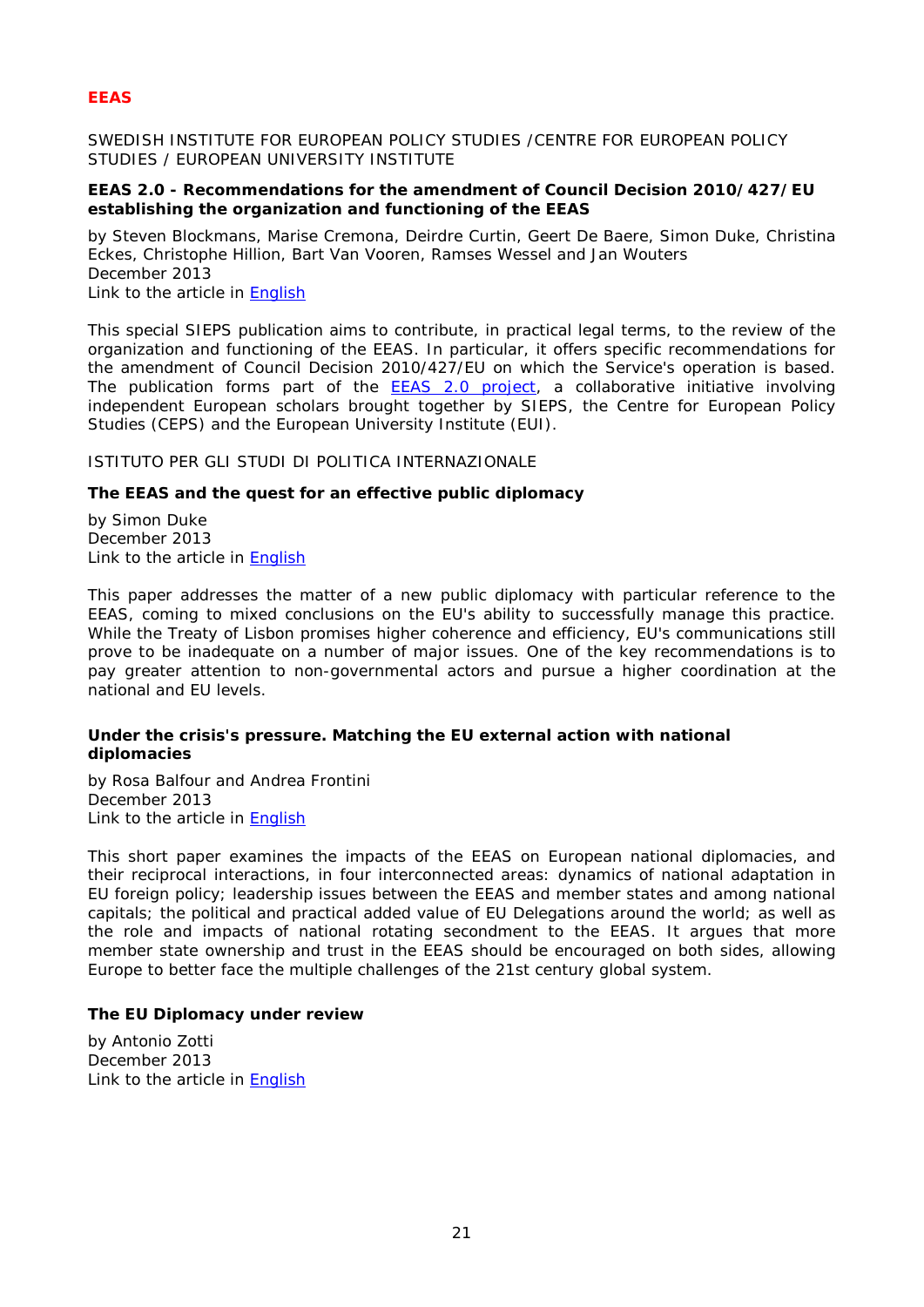## EEAS

SWEDISH INSTITUTE FOR EUROPEAN POLICY STUDIES /CENTRE FOR EUROPEAN POLICY STUDIES / EUROPEAN UNIVERSITY INSTITUTE

**EEAS 2.0 - Recommendations for the amendment of Council Decision 2010/427/EU establishing the organization and functioning of the EEAS**

by Steven Blockmans, Marise Cremona, Deirdre Curtin, Geert De Baere, Simon Duke, Christina Eckes, Christophe Hillion, Bart Van Vooren, Ramses Wessel and Jan Wouters
December 2013
Link to the article in English

This special SIEPS publication aims to contribute, in practical legal terms, to the review of the organization and functioning of the EEAS. In particular, it offers specific recommendations for the amendment of Council Decision 2010/427/EU on which the Service's operation is based. The publication forms part of the EEAS 2.0 project, a collaborative initiative involving independent European scholars brought together by SIEPS, the Centre for European Policy Studies (CEPS) and the European University Institute (EUI).

ISTITUTO PER GLI STUDI DI POLITICA INTERNAZIONALE

**The EEAS and the quest for an effective public diplomacy**

by Simon Duke
December 2013
Link to the article in English

This paper addresses the matter of a new public diplomacy with particular reference to the EEAS, coming to mixed conclusions on the EU's ability to successfully manage this practice. While the Treaty of Lisbon promises higher coherence and efficiency, EU's communications still prove to be inadequate on a number of major issues. One of the key recommendations is to pay greater attention to non-governmental actors and pursue a higher coordination at the national and EU levels.

**Under the crisis's pressure. Matching the EU external action with national diplomacies**

by Rosa Balfour and Andrea Frontini
December 2013
Link to the article in English

This short paper examines the impacts of the EEAS on European national diplomacies, and their reciprocal interactions, in four interconnected areas: dynamics of national adaptation in EU foreign policy; leadership issues between the EEAS and member states and among national capitals; the political and practical added value of EU Delegations around the world; as well as the role and impacts of national rotating secondment to the EEAS. It argues that more member state ownership and trust in the EEAS should be encouraged on both sides, allowing Europe to better face the multiple challenges of the 21st century global system.

**The EU Diplomacy under review**

by Antonio Zotti
December 2013
Link to the article in English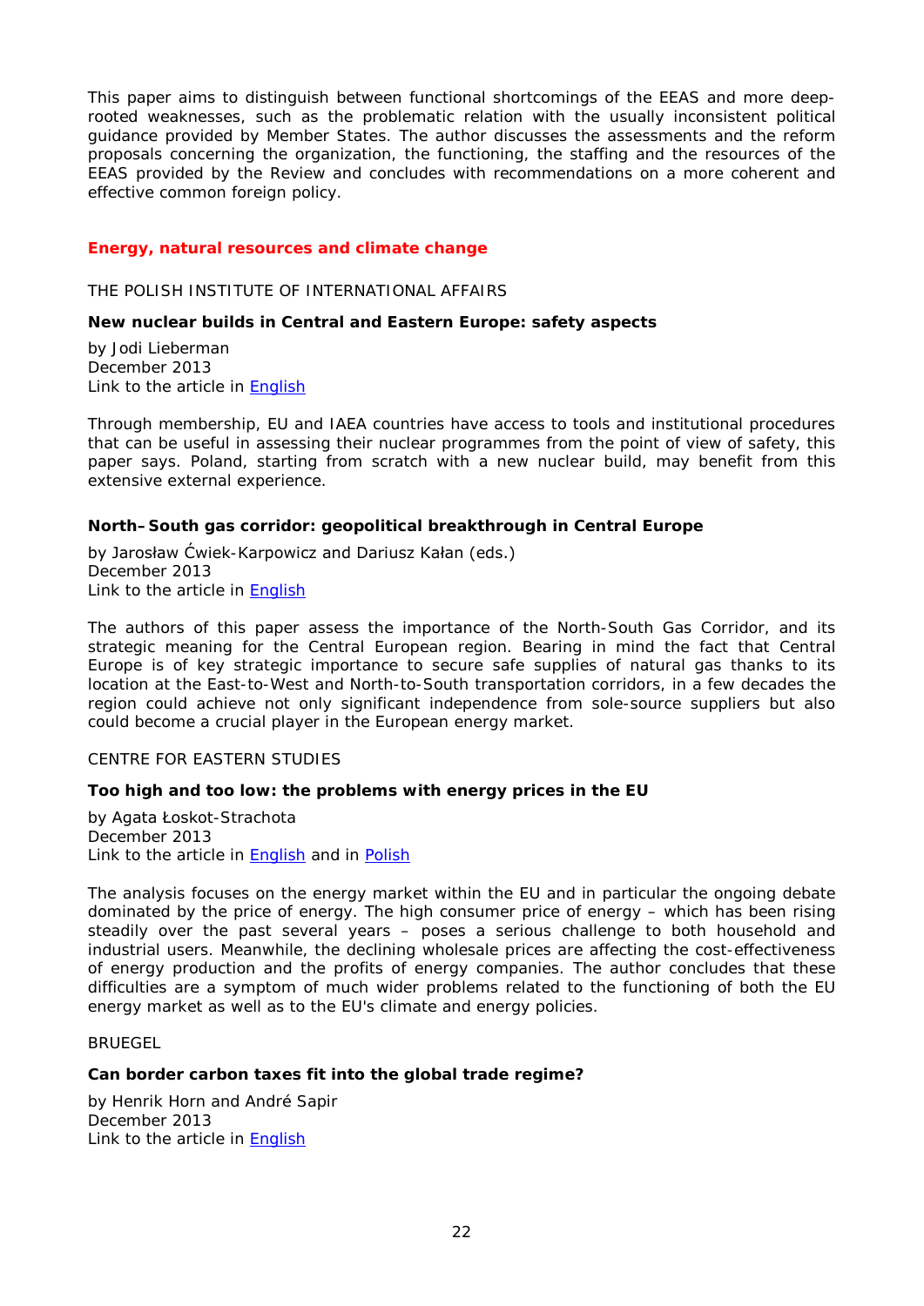This paper aims to distinguish between functional shortcomings of the EEAS and more deep-rooted weaknesses, such as the problematic relation with the usually inconsistent political guidance provided by Member States. The author discusses the assessments and the reform proposals concerning the organization, the functioning, the staffing and the resources of the EEAS provided by the Review and concludes with recommendations on a more coherent and effective common foreign policy.

## Energy, natural resources and climate change

THE POLISH INSTITUTE OF INTERNATIONAL AFFAIRS

### New nuclear builds in Central and Eastern Europe: safety aspects

by Jodi Lieberman
December 2013
Link to the article in English

Through membership, EU and IAEA countries have access to tools and institutional procedures that can be useful in assessing their nuclear programmes from the point of view of safety, this paper says. Poland, starting from scratch with a new nuclear build, may benefit from this extensive external experience.

### North–South gas corridor: geopolitical breakthrough in Central Europe

by Jarosław Ćwiek-Karpowicz and Dariusz Kałan (eds.)
December 2013
Link to the article in English

The authors of this paper assess the importance of the North-South Gas Corridor, and its strategic meaning for the Central European region. Bearing in mind the fact that Central Europe is of key strategic importance to secure safe supplies of natural gas thanks to its location at the East-to-West and North-to-South transportation corridors, in a few decades the region could achieve not only significant independence from sole-source suppliers but also could become a crucial player in the European energy market.

CENTRE FOR EASTERN STUDIES

### Too high and too low: the problems with energy prices in the EU

by Agata Łoskot-Strachota
December 2013
Link to the article in English and in Polish

The analysis focuses on the energy market within the EU and in particular the ongoing debate dominated by the price of energy. The high consumer price of energy – which has been rising steadily over the past several years – poses a serious challenge to both household and industrial users. Meanwhile, the declining wholesale prices are affecting the cost-effectiveness of energy production and the profits of energy companies. The author concludes that these difficulties are a symptom of much wider problems related to the functioning of both the EU energy market as well as to the EU's climate and energy policies.

BRUEGEL

### Can border carbon taxes fit into the global trade regime?

by Henrik Horn and André Sapir
December 2013
Link to the article in English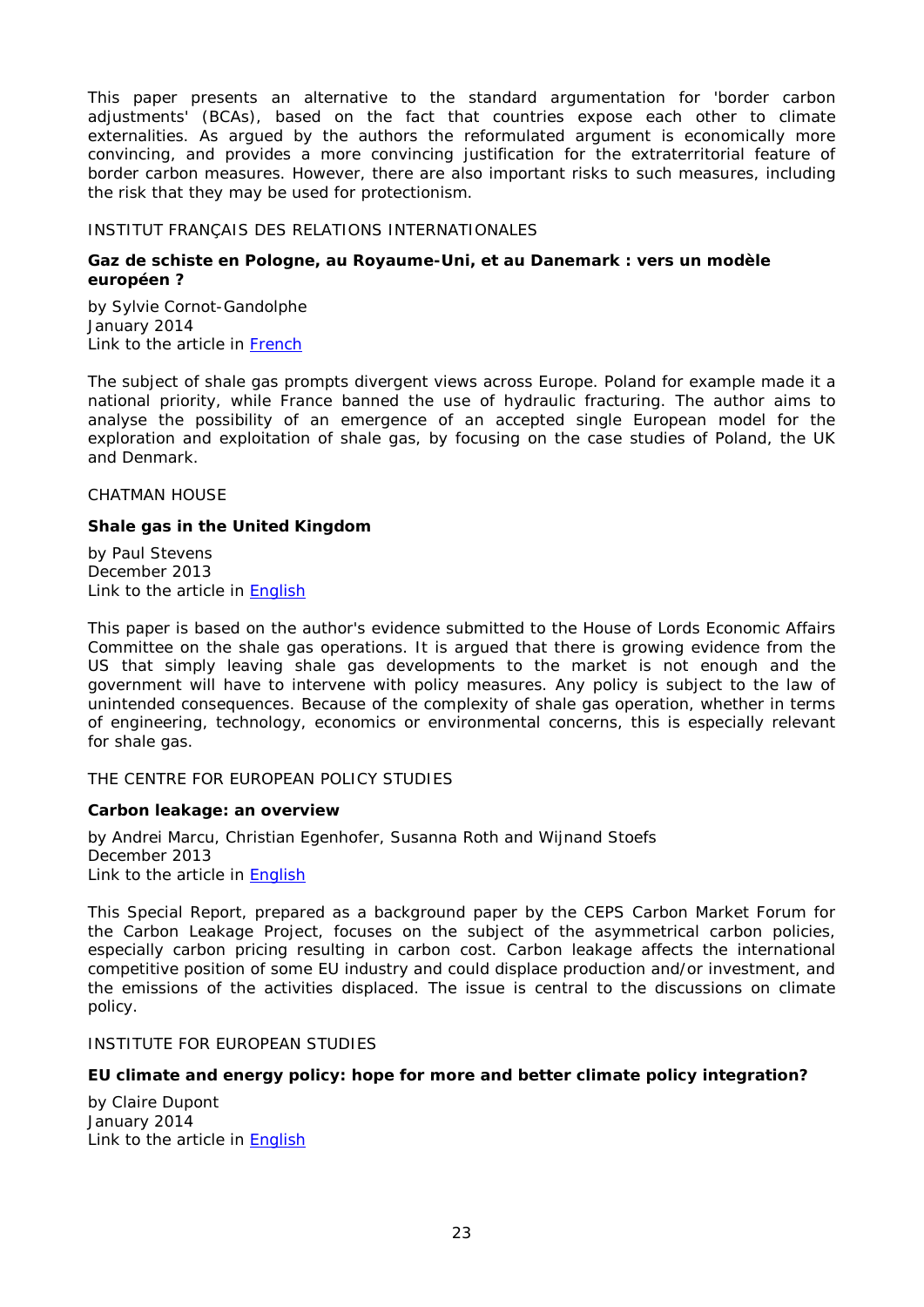This paper presents an alternative to the standard argumentation for 'border carbon adjustments' (BCAs), based on the fact that countries expose each other to climate externalities. As argued by the authors the reformulated argument is economically more convincing, and provides a more convincing justification for the extraterritorial feature of border carbon measures. However, there are also important risks to such measures, including the risk that they may be used for protectionism.

INSTITUT FRANÇAIS DES RELATIONS INTERNATIONALES

**Gaz de schiste en Pologne, au Royaume-Uni, et au Danemark : vers un modèle européen ?**

by Sylvie Cornot-Gandolphe
January 2014
Link to the article in French

The subject of shale gas prompts divergent views across Europe. Poland for example made it a national priority, while France banned the use of hydraulic fracturing. The author aims to analyse the possibility of an emergence of an accepted single European model for the exploration and exploitation of shale gas, by focusing on the case studies of Poland, the UK and Denmark.

CHATMAN HOUSE

**Shale gas in the United Kingdom**

by Paul Stevens
December 2013
Link to the article in English

This paper is based on the author's evidence submitted to the House of Lords Economic Affairs Committee on the shale gas operations. It is argued that there is growing evidence from the US that simply leaving shale gas developments to the market is not enough and the government will have to intervene with policy measures. Any policy is subject to the law of unintended consequences. Because of the complexity of shale gas operation, whether in terms of engineering, technology, economics or environmental concerns, this is especially relevant for shale gas.

THE CENTRE FOR EUROPEAN POLICY STUDIES

**Carbon leakage: an overview**

by Andrei Marcu, Christian Egenhofer, Susanna Roth and Wijnand Stoefs
December 2013
Link to the article in English

This Special Report, prepared as a background paper by the CEPS Carbon Market Forum for the Carbon Leakage Project, focuses on the subject of the asymmetrical carbon policies, especially carbon pricing resulting in carbon cost. Carbon leakage affects the international competitive position of some EU industry and could displace production and/or investment, and the emissions of the activities displaced. The issue is central to the discussions on climate policy.

INSTITUTE FOR EUROPEAN STUDIES

**EU climate and energy policy: hope for more and better climate policy integration?**

by Claire Dupont
January 2014
Link to the article in English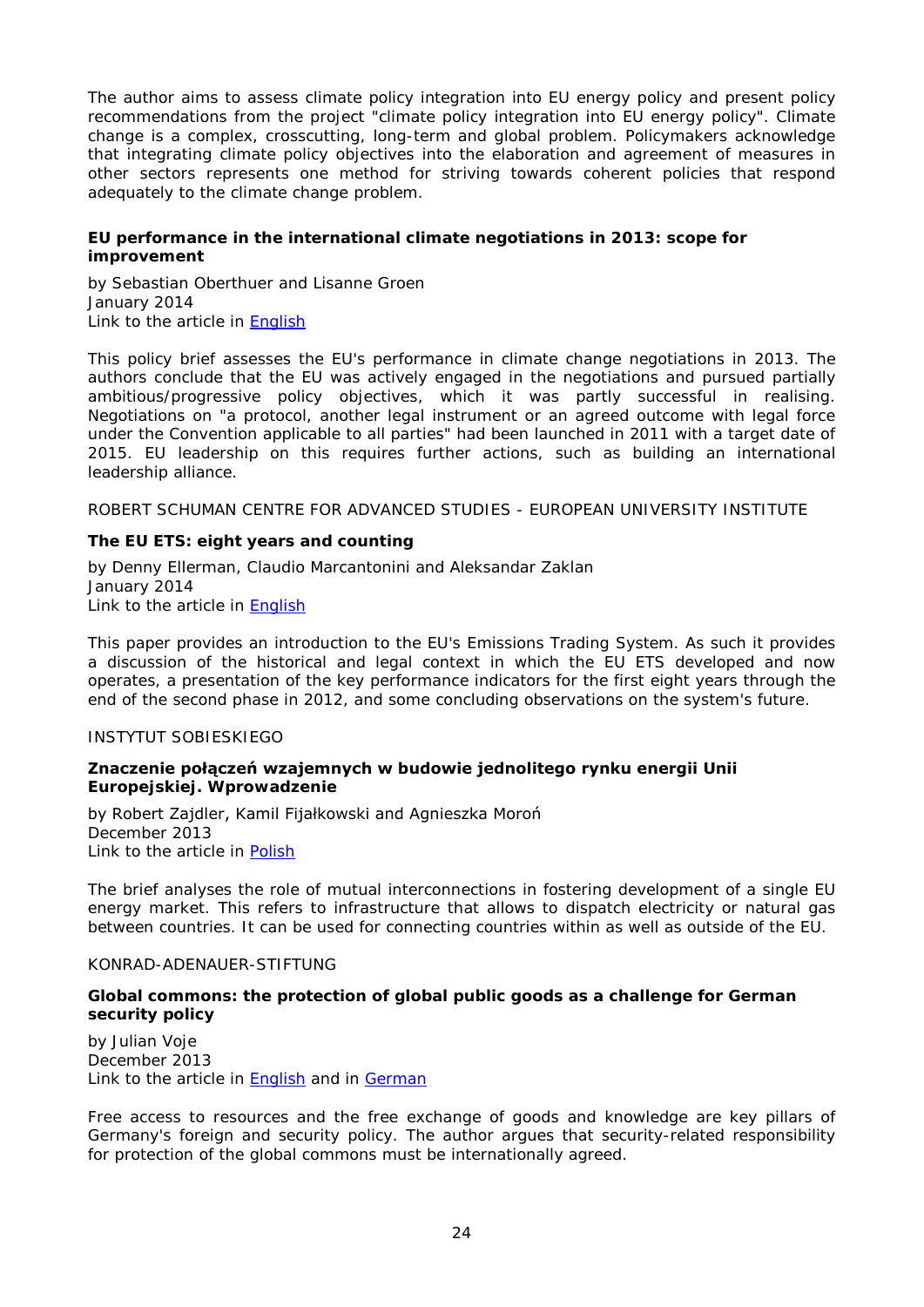The author aims to assess climate policy integration into EU energy policy and present policy recommendations from the project "climate policy integration into EU energy policy". Climate change is a complex, crosscutting, long-term and global problem. Policymakers acknowledge that integrating climate policy objectives into the elaboration and agreement of measures in other sectors represents one method for striving towards coherent policies that respond adequately to the climate change problem.

**EU performance in the international climate negotiations in 2013: scope for improvement**

by Sebastian Oberthuer and Lisanne Groen
January 2014
Link to the article in English

This policy brief assesses the EU's performance in climate change negotiations in 2013. The authors conclude that the EU was actively engaged in the negotiations and pursued partially ambitious/progressive policy objectives, which it was partly successful in realising. Negotiations on "a protocol, another legal instrument or an agreed outcome with legal force under the Convention applicable to all parties" had been launched in 2011 with a target date of 2015. EU leadership on this requires further actions, such as building an international leadership alliance.

ROBERT SCHUMAN CENTRE FOR ADVANCED STUDIES - EUROPEAN UNIVERSITY INSTITUTE

**The EU ETS: eight years and counting**

by Denny Ellerman, Claudio Marcantonini and Aleksandar Zaklan
January 2014
Link to the article in English

This paper provides an introduction to the EU's Emissions Trading System. As such it provides a discussion of the historical and legal context in which the EU ETS developed and now operates, a presentation of the key performance indicators for the first eight years through the end of the second phase in 2012, and some concluding observations on the system's future.

INSTYTUT SOBIESKIEGO

**Znaczenie połączeń wzajemnych w budowie jednolitego rynku energii Unii Europejskiej. Wprowadzenie**

by Robert Zajdler, Kamil Fijałkowski and Agnieszka Moroń
December 2013
Link to the article in Polish

The brief analyses the role of mutual interconnections in fostering development of a single EU energy market. This refers to infrastructure that allows to dispatch electricity or natural gas between countries. It can be used for connecting countries within as well as outside of the EU.

KONRAD-ADENAUER-STIFTUNG

**Global commons: the protection of global public goods as a challenge for German security policy**

by Julian Voje
December 2013
Link to the article in English and in German

Free access to resources and the free exchange of goods and knowledge are key pillars of Germany's foreign and security policy. The author argues that security-related responsibility for protection of the global commons must be internationally agreed.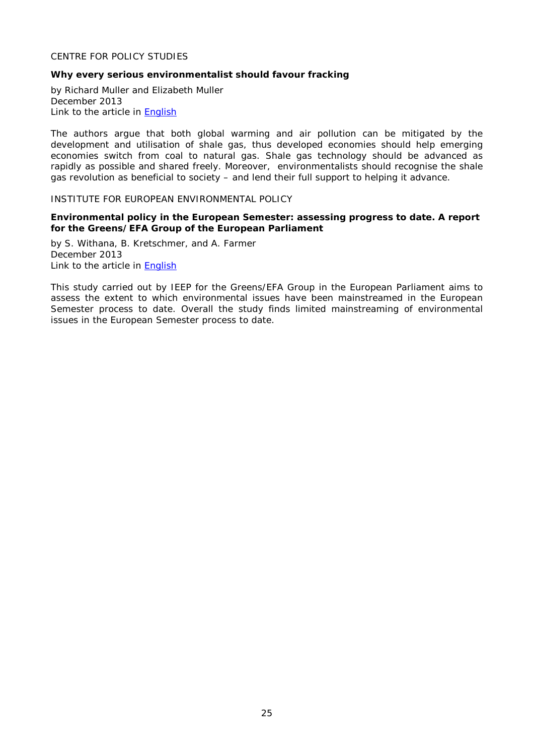CENTRE FOR POLICY STUDIES

**Why every serious environmentalist should favour fracking**

by Richard Muller and Elizabeth Muller
December 2013
Link to the article in English

The authors argue that both global warming and air pollution can be mitigated by the development and utilisation of shale gas, thus developed economies should help emerging economies switch from coal to natural gas. Shale gas technology should be advanced as rapidly as possible and shared freely. Moreover, environmentalists should recognise the shale gas revolution as beneficial to society – and lend their full support to helping it advance.

INSTITUTE FOR EUROPEAN ENVIRONMENTAL POLICY

**Environmental policy in the European Semester: assessing progress to date. A report for the Greens/EFA Group of the European Parliament**

by S. Withana, B. Kretschmer, and A. Farmer
December 2013
Link to the article in English

This study carried out by IEEP for the Greens/EFA Group in the European Parliament aims to assess the extent to which environmental issues have been mainstreamed in the European Semester process to date. Overall the study finds limited mainstreaming of environmental issues in the European Semester process to date.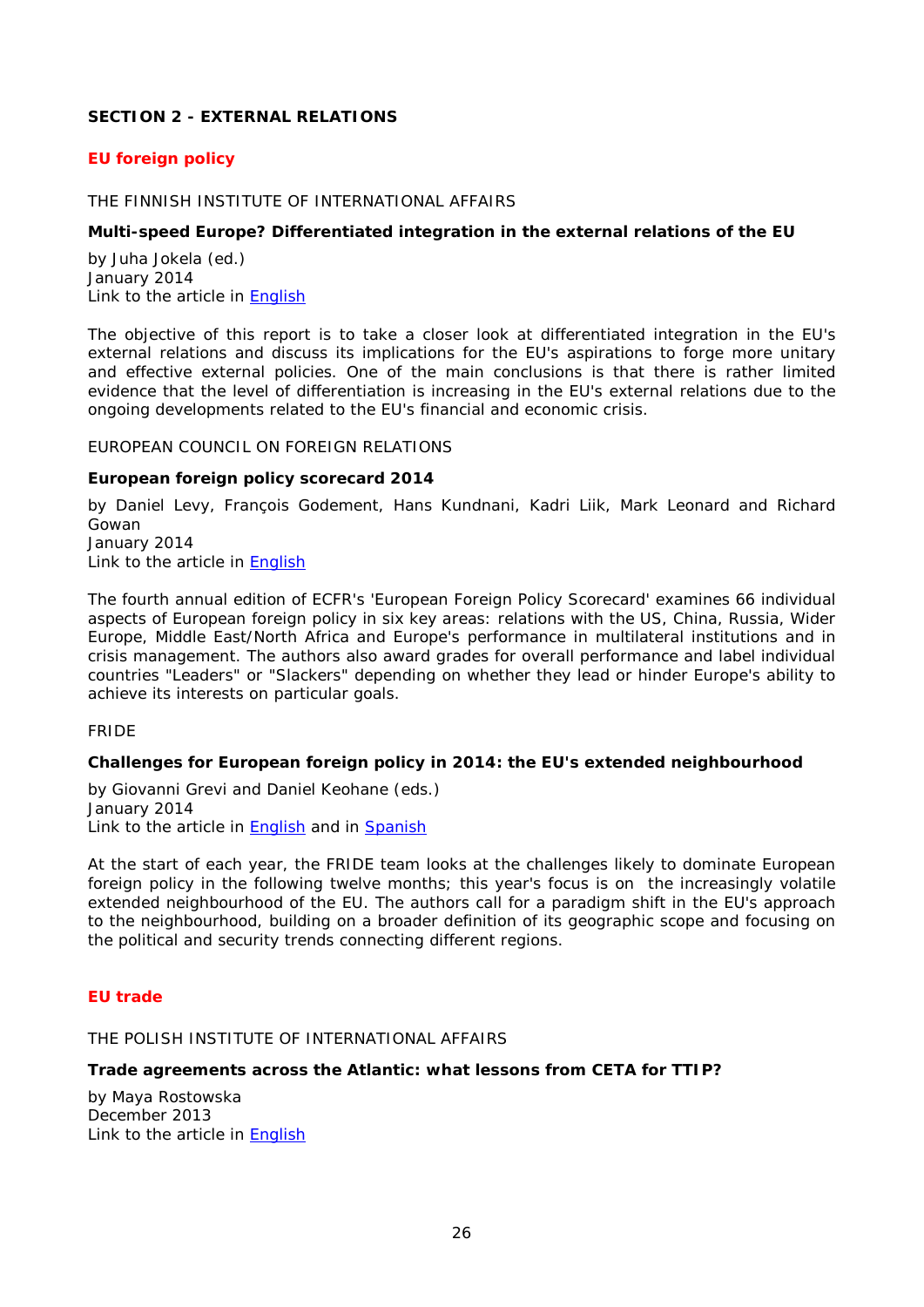## SECTION 2 - EXTERNAL RELATIONS

### EU foreign policy

THE FINNISH INSTITUTE OF INTERNATIONAL AFFAIRS

**Multi-speed Europe? Differentiated integration in the external relations of the EU**

by Juha Jokela (ed.)
January 2014
Link to the article in English

The objective of this report is to take a closer look at differentiated integration in the EU's external relations and discuss its implications for the EU's aspirations to forge more unitary and effective external policies. One of the main conclusions is that there is rather limited evidence that the level of differentiation is increasing in the EU's external relations due to the ongoing developments related to the EU's financial and economic crisis.

EUROPEAN COUNCIL ON FOREIGN RELATIONS

**European foreign policy scorecard 2014**

by Daniel Levy, François Godement, Hans Kundnani, Kadri Liik, Mark Leonard and Richard Gowan
January 2014
Link to the article in English

The fourth annual edition of ECFR's 'European Foreign Policy Scorecard' examines 66 individual aspects of European foreign policy in six key areas: relations with the US, China, Russia, Wider Europe, Middle East/North Africa and Europe's performance in multilateral institutions and in crisis management. The authors also award grades for overall performance and label individual countries "Leaders" or "Slackers" depending on whether they lead or hinder Europe's ability to achieve its interests on particular goals.

FRIDE

**Challenges for European foreign policy in 2014: the EU's extended neighbourhood**

by Giovanni Grevi and Daniel Keohane (eds.)
January 2014
Link to the article in English and in Spanish

At the start of each year, the FRIDE team looks at the challenges likely to dominate European foreign policy in the following twelve months; this year's focus is on the increasingly volatile extended neighbourhood of the EU. The authors call for a paradigm shift in the EU's approach to the neighbourhood, building on a broader definition of its geographic scope and focusing on the political and security trends connecting different regions.

### EU trade

THE POLISH INSTITUTE OF INTERNATIONAL AFFAIRS

**Trade agreements across the Atlantic: what lessons from CETA for TTIP?**

by Maya Rostowska
December 2013
Link to the article in English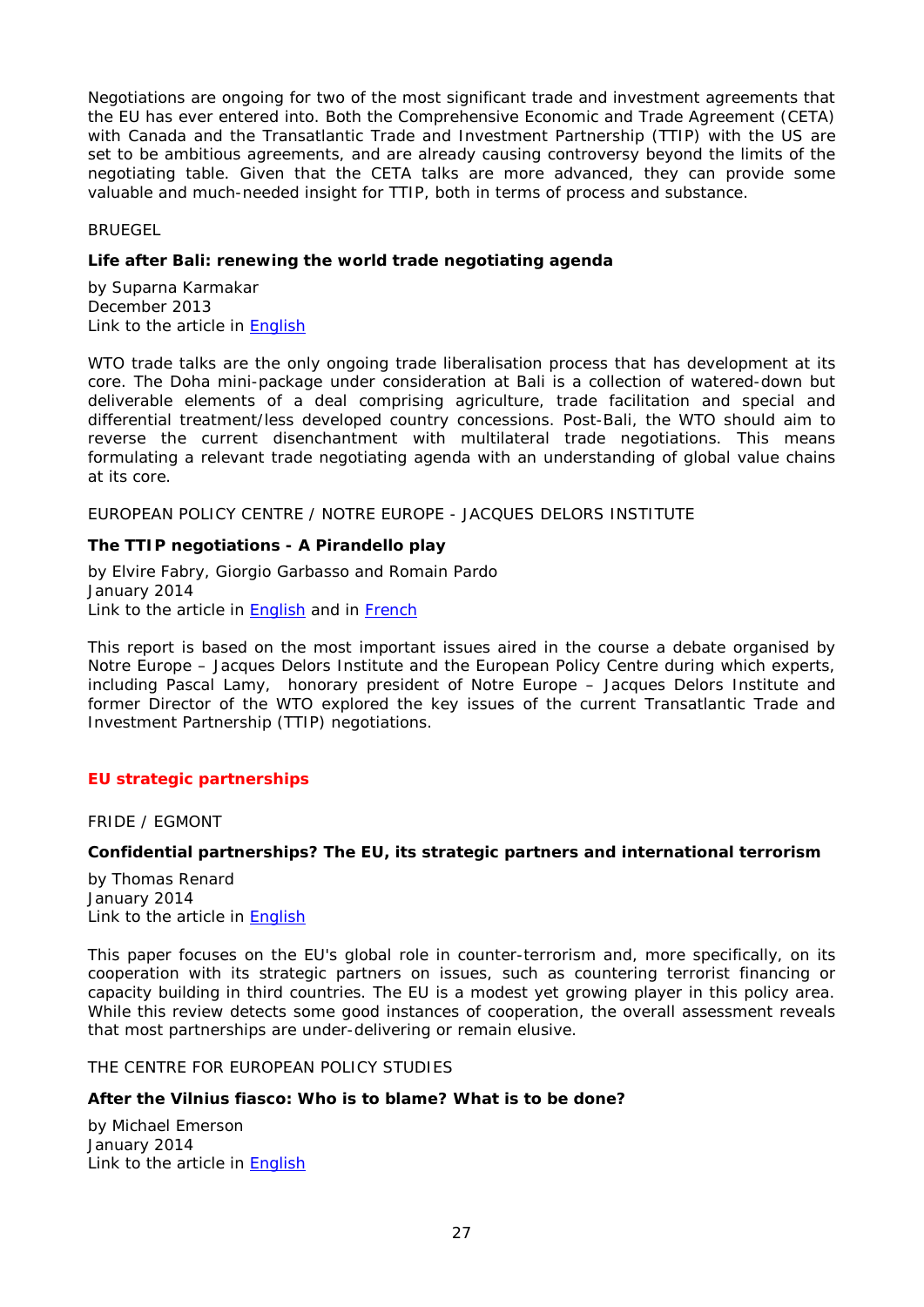Negotiations are ongoing for two of the most significant trade and investment agreements that the EU has ever entered into. Both the Comprehensive Economic and Trade Agreement (CETA) with Canada and the Transatlantic Trade and Investment Partnership (TTIP) with the US are set to be ambitious agreements, and are already causing controversy beyond the limits of the negotiating table. Given that the CETA talks are more advanced, they can provide some valuable and much-needed insight for TTIP, both in terms of process and substance.

BRUEGEL

**Life after Bali: renewing the world trade negotiating agenda**

by Suparna Karmakar
December 2013
Link to the article in English

WTO trade talks are the only ongoing trade liberalisation process that has development at its core. The Doha mini-package under consideration at Bali is a collection of watered-down but deliverable elements of a deal comprising agriculture, trade facilitation and special and differential treatment/less developed country concessions. Post-Bali, the WTO should aim to reverse the current disenchantment with multilateral trade negotiations. This means formulating a relevant trade negotiating agenda with an understanding of global value chains at its core.

EUROPEAN POLICY CENTRE / NOTRE EUROPE - JACQUES DELORS INSTITUTE

**The TTIP negotiations - A Pirandello play**

by Elvire Fabry, Giorgio Garbasso and Romain Pardo
January 2014
Link to the article in English and in French

This report is based on the most important issues aired in the course a debate organised by Notre Europe – Jacques Delors Institute and the European Policy Centre during which experts, including Pascal Lamy, honorary president of Notre Europe – Jacques Delors Institute and former Director of the WTO explored the key issues of the current Transatlantic Trade and Investment Partnership (TTIP) negotiations.

## EU strategic partnerships

FRIDE / EGMONT

**Confidential partnerships? The EU, its strategic partners and international terrorism**

by Thomas Renard
January 2014
Link to the article in English

This paper focuses on the EU's global role in counter-terrorism and, more specifically, on its cooperation with its strategic partners on issues, such as countering terrorist financing or capacity building in third countries. The EU is a modest yet growing player in this policy area. While this review detects some good instances of cooperation, the overall assessment reveals that most partnerships are under-delivering or remain elusive.

THE CENTRE FOR EUROPEAN POLICY STUDIES

**After the Vilnius fiasco: Who is to blame? What is to be done?**

by Michael Emerson
January 2014
Link to the article in English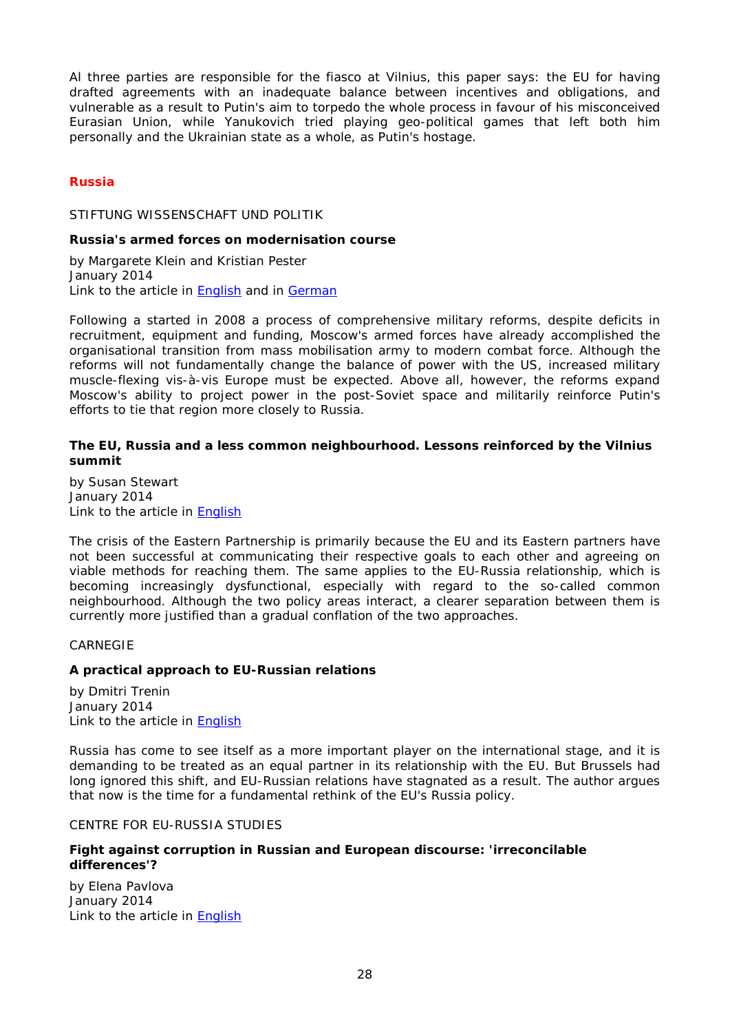Al three parties are responsible for the fiasco at Vilnius, this paper says: the EU for having drafted agreements with an inadequate balance between incentives and obligations, and vulnerable as a result to Putin's aim to torpedo the whole process in favour of his misconceived Eurasian Union, while Yanukovich tried playing geo-political games that left both him personally and the Ukrainian state as a whole, as Putin's hostage.

## Russia

STIFTUNG WISSENSCHAFT UND POLITIK

**Russia's armed forces on modernisation course**

by Margarete Klein and Kristian Pester
January 2014
Link to the article in English and in German

Following a started in 2008 a process of comprehensive military reforms, despite deficits in recruitment, equipment and funding, Moscow's armed forces have already accomplished the organisational transition from mass mobilisation army to modern combat force. Although the reforms will not fundamentally change the balance of power with the US, increased military muscle-flexing vis-à-vis Europe must be expected. Above all, however, the reforms expand Moscow's ability to project power in the post-Soviet space and militarily reinforce Putin's efforts to tie that region more closely to Russia.

**The EU, Russia and a less common neighbourhood. Lessons reinforced by the Vilnius summit**

by Susan Stewart
January 2014
Link to the article in English

The crisis of the Eastern Partnership is primarily because the EU and its Eastern partners have not been successful at communicating their respective goals to each other and agreeing on viable methods for reaching them. The same applies to the EU-Russia relationship, which is becoming increasingly dysfunctional, especially with regard to the so-called common neighbourhood. Although the two policy areas interact, a clearer separation between them is currently more justified than a gradual conflation of the two approaches.

CARNEGIE

**A practical approach to EU-Russian relations**

by Dmitri Trenin
January 2014
Link to the article in English

Russia has come to see itself as a more important player on the international stage, and it is demanding to be treated as an equal partner in its relationship with the EU. But Brussels had long ignored this shift, and EU-Russian relations have stagnated as a result. The author argues that now is the time for a fundamental rethink of the EU's Russia policy.

CENTRE FOR EU-RUSSIA STUDIES

**Fight against corruption in Russian and European discourse: 'irreconcilable differences'?**

by Elena Pavlova
January 2014
Link to the article in English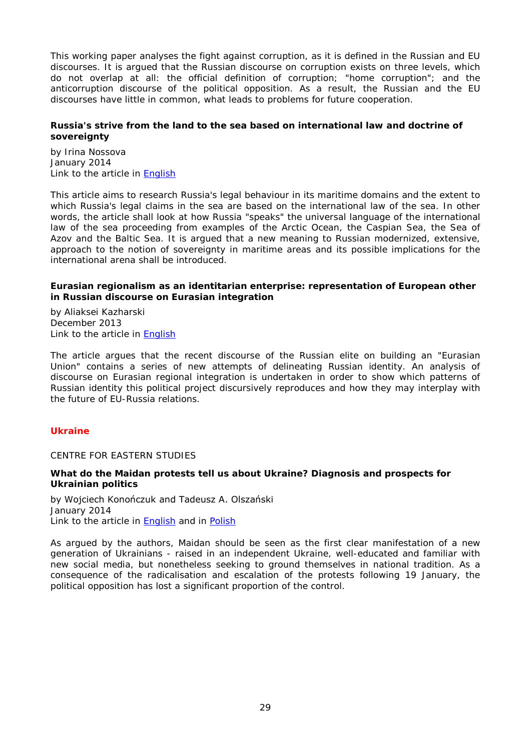This working paper analyses the fight against corruption, as it is defined in the Russian and EU discourses. It is argued that the Russian discourse on corruption exists on three levels, which do not overlap at all: the official definition of corruption; "home corruption"; and the anticorruption discourse of the political opposition. As a result, the Russian and the EU discourses have little in common, what leads to problems for future cooperation.

**Russia's strive from the land to the sea based on international law and doctrine of sovereignty**

by Irina Nossova
January 2014
Link to the article in English

This article aims to research Russia's legal behaviour in its maritime domains and the extent to which Russia's legal claims in the sea are based on the international law of the sea. In other words, the article shall look at how Russia "speaks" the universal language of the international law of the sea proceeding from examples of the Arctic Ocean, the Caspian Sea, the Sea of Azov and the Baltic Sea. It is argued that a new meaning to Russian modernized, extensive, approach to the notion of sovereignty in maritime areas and its possible implications for the international arena shall be introduced.

**Eurasian regionalism as an identitarian enterprise: representation of European other in Russian discourse on Eurasian integration**

by Aliaksei Kazharski
December 2013
Link to the article in English

The article argues that the recent discourse of the Russian elite on building an "Eurasian Union" contains a series of new attempts of delineating Russian identity. An analysis of discourse on Eurasian regional integration is undertaken in order to show which patterns of Russian identity this political project discursively reproduces and how they may interplay with the future of EU-Russia relations.

## Ukraine

CENTRE FOR EASTERN STUDIES

**What do the Maidan protests tell us about Ukraine? Diagnosis and prospects for Ukrainian politics**

by Wojciech Konończuk and Tadeusz A. Olszański
January 2014
Link to the article in English and in Polish

As argued by the authors, Maidan should be seen as the first clear manifestation of a new generation of Ukrainians - raised in an independent Ukraine, well-educated and familiar with new social media, but nonetheless seeking to ground themselves in national tradition. As a consequence of the radicalisation and escalation of the protests following 19 January, the political opposition has lost a significant proportion of the control.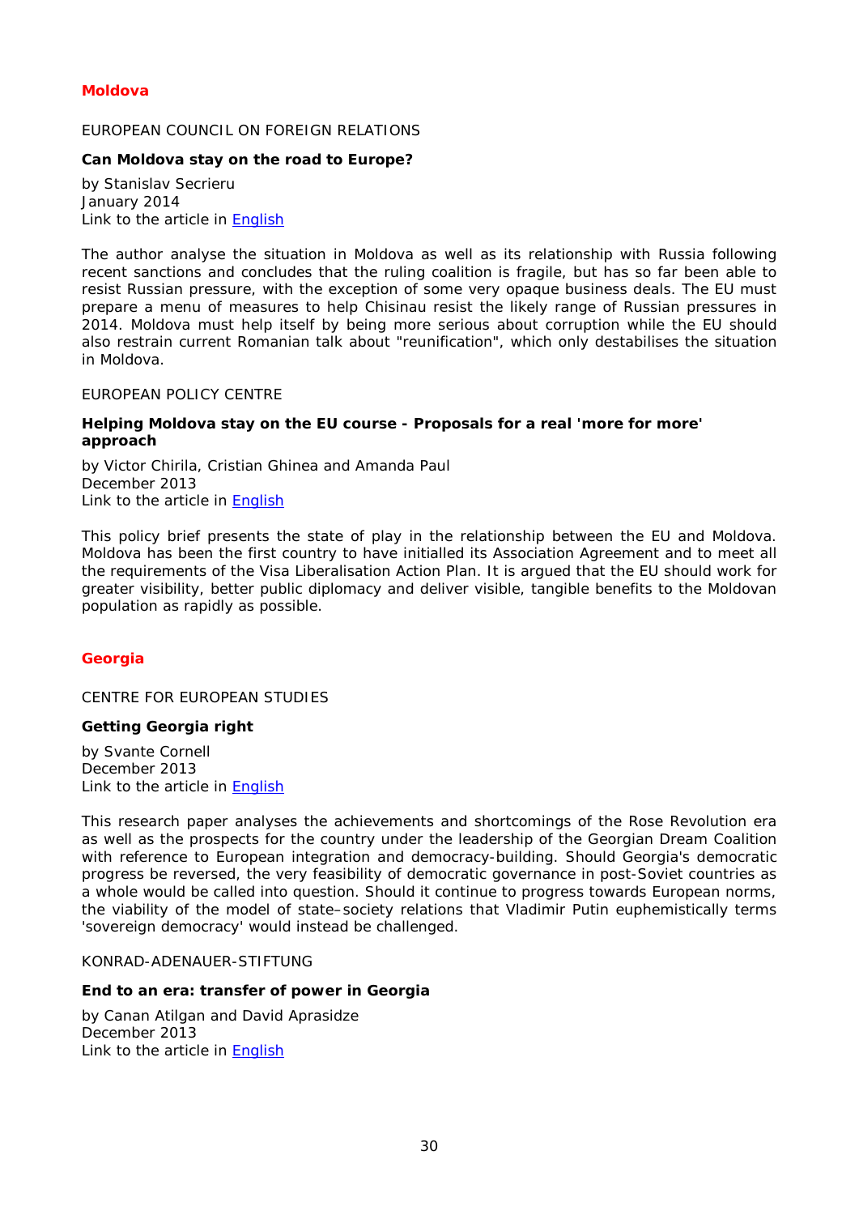## Moldova

EUROPEAN COUNCIL ON FOREIGN RELATIONS

**Can Moldova stay on the road to Europe?**

by Stanislav Secrieru
January 2014
Link to the article in English

The author analyse the situation in Moldova as well as its relationship with Russia following recent sanctions and concludes that the ruling coalition is fragile, but has so far been able to resist Russian pressure, with the exception of some very opaque business deals. The EU must prepare a menu of measures to help Chisinau resist the likely range of Russian pressures in 2014. Moldova must help itself by being more serious about corruption while the EU should also restrain current Romanian talk about "reunification", which only destabilises the situation in Moldova.

EUROPEAN POLICY CENTRE

**Helping Moldova stay on the EU course - Proposals for a real 'more for more' approach**

by Victor Chirila, Cristian Ghinea and Amanda Paul
December 2013
Link to the article in English

This policy brief presents the state of play in the relationship between the EU and Moldova. Moldova has been the first country to have initialled its Association Agreement and to meet all the requirements of the Visa Liberalisation Action Plan. It is argued that the EU should work for greater visibility, better public diplomacy and deliver visible, tangible benefits to the Moldovan population as rapidly as possible.

## Georgia

CENTRE FOR EUROPEAN STUDIES

**Getting Georgia right**

by Svante Cornell
December 2013
Link to the article in English

This research paper analyses the achievements and shortcomings of the Rose Revolution era as well as the prospects for the country under the leadership of the Georgian Dream Coalition with reference to European integration and democracy-building. Should Georgia's democratic progress be reversed, the very feasibility of democratic governance in post-Soviet countries as a whole would be called into question. Should it continue to progress towards European norms, the viability of the model of state–society relations that Vladimir Putin euphemistically terms 'sovereign democracy' would instead be challenged.

KONRAD-ADENAUER-STIFTUNG

**End to an era: transfer of power in Georgia**

by Canan Atilgan and David Aprasidze
December 2013
Link to the article in English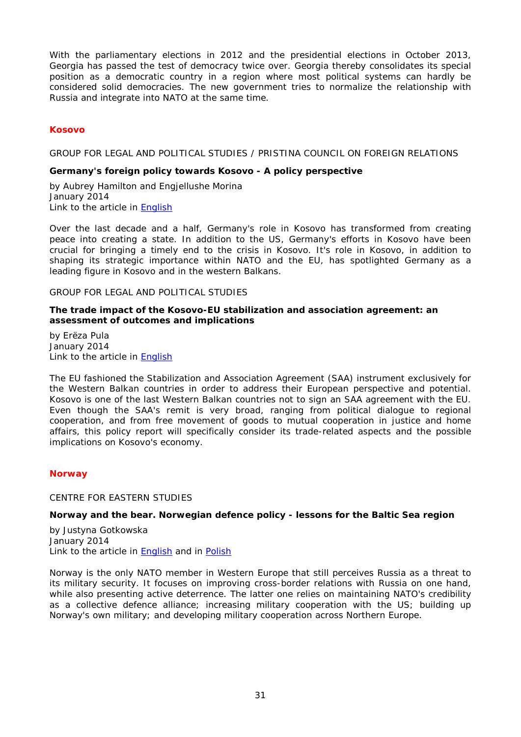With the parliamentary elections in 2012 and the presidential elections in October 2013, Georgia has passed the test of democracy twice over. Georgia thereby consolidates its special position as a democratic country in a region where most political systems can hardly be considered solid democracies. The new government tries to normalize the relationship with Russia and integrate into NATO at the same time.

## Kosovo

GROUP FOR LEGAL AND POLITICAL STUDIES / PRISTINA COUNCIL ON FOREIGN RELATIONS

### Germany's foreign policy towards Kosovo - A policy perspective

by Aubrey Hamilton and Engjellushe Morina
January 2014
Link to the article in English

Over the last decade and a half, Germany's role in Kosovo has transformed from creating peace into creating a state. In addition to the US, Germany's efforts in Kosovo have been crucial for bringing a timely end to the crisis in Kosovo. It's role in Kosovo, in addition to shaping its strategic importance within NATO and the EU, has spotlighted Germany as a leading figure in Kosovo and in the western Balkans.

GROUP FOR LEGAL AND POLITICAL STUDIES

### The trade impact of the Kosovo-EU stabilization and association agreement: an assessment of outcomes and implications

by Erëza Pula
January 2014
Link to the article in English

The EU fashioned the Stabilization and Association Agreement (SAA) instrument exclusively for the Western Balkan countries in order to address their European perspective and potential. Kosovo is one of the last Western Balkan countries not to sign an SAA agreement with the EU. Even though the SAA's remit is very broad, ranging from political dialogue to regional cooperation, and from free movement of goods to mutual cooperation in justice and home affairs, this policy report will specifically consider its trade-related aspects and the possible implications on Kosovo's economy.

## Norway

CENTRE FOR EASTERN STUDIES

### Norway and the bear. Norwegian defence policy - lessons for the Baltic Sea region

by Justyna Gotkowska
January 2014
Link to the article in English and in Polish

Norway is the only NATO member in Western Europe that still perceives Russia as a threat to its military security. It focuses on improving cross-border relations with Russia on one hand, while also presenting active deterrence. The latter one relies on maintaining NATO's credibility as a collective defence alliance; increasing military cooperation with the US; building up Norway's own military; and developing military cooperation across Northern Europe.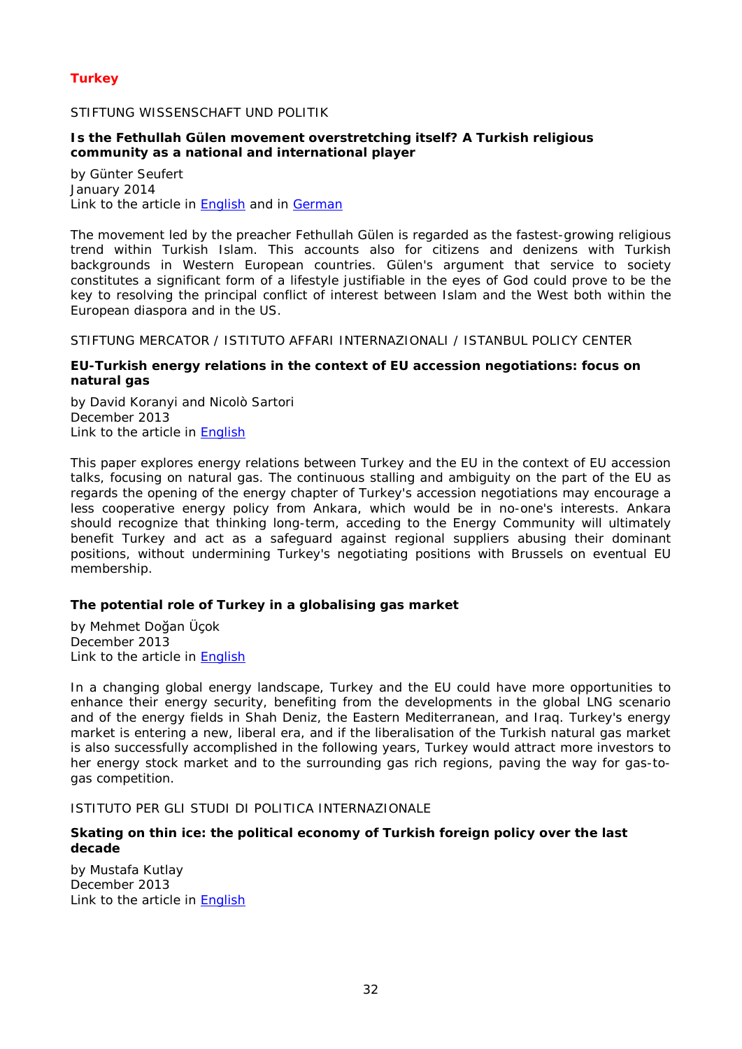## Turkey

STIFTUNG WISSENSCHAFT UND POLITIK

**Is the Fethullah Gülen movement overstretching itself? A Turkish religious community as a national and international player**

by Günter Seufert
January 2014
Link to the article in English and in German

The movement led by the preacher Fethullah Gülen is regarded as the fastest-growing religious trend within Turkish Islam. This accounts also for citizens and denizens with Turkish backgrounds in Western European countries. Gülen's argument that service to society constitutes a significant form of a lifestyle justifiable in the eyes of God could prove to be the key to resolving the principal conflict of interest between Islam and the West both within the European diaspora and in the US.

STIFTUNG MERCATOR / ISTITUTO AFFARI INTERNAZIONALI / ISTANBUL POLICY CENTER

**EU-Turkish energy relations in the context of EU accession negotiations: focus on natural gas**

by David Koranyi and Nicolò Sartori
December 2013
Link to the article in English

This paper explores energy relations between Turkey and the EU in the context of EU accession talks, focusing on natural gas. The continuous stalling and ambiguity on the part of the EU as regards the opening of the energy chapter of Turkey's accession negotiations may encourage a less cooperative energy policy from Ankara, which would be in no-one's interests. Ankara should recognize that thinking long-term, acceding to the Energy Community will ultimately benefit Turkey and act as a safeguard against regional suppliers abusing their dominant positions, without undermining Turkey's negotiating positions with Brussels on eventual EU membership.

**The potential role of Turkey in a globalising gas market**

by Mehmet Doğan Üçok
December 2013
Link to the article in English

In a changing global energy landscape, Turkey and the EU could have more opportunities to enhance their energy security, benefiting from the developments in the global LNG scenario and of the energy fields in Shah Deniz, the Eastern Mediterranean, and Iraq. Turkey's energy market is entering a new, liberal era, and if the liberalisation of the Turkish natural gas market is also successfully accomplished in the following years, Turkey would attract more investors to her energy stock market and to the surrounding gas rich regions, paving the way for gas-to-gas competition.

ISTITUTO PER GLI STUDI DI POLITICA INTERNAZIONALE

**Skating on thin ice: the political economy of Turkish foreign policy over the last decade**

by Mustafa Kutlay
December 2013
Link to the article in English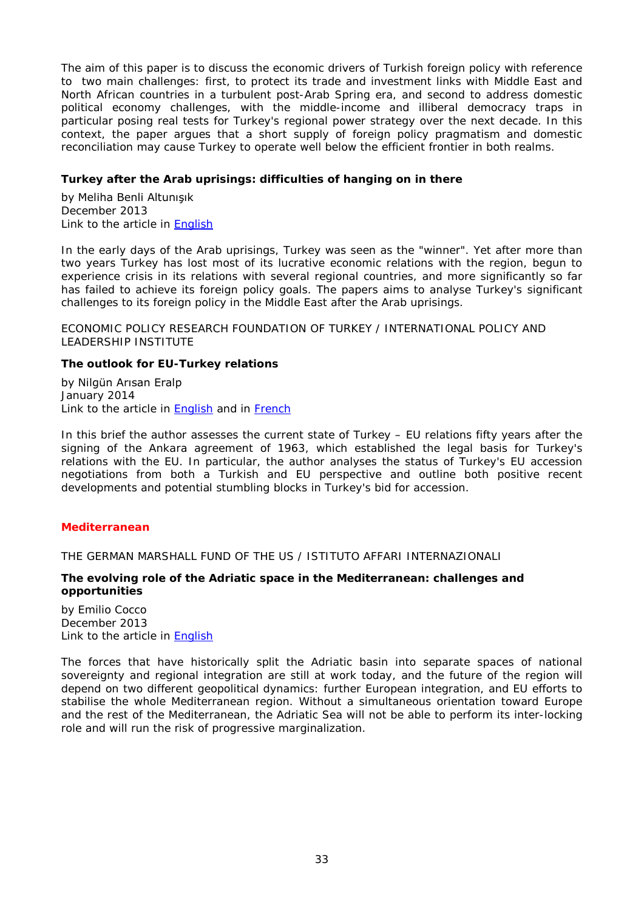The aim of this paper is to discuss the economic drivers of Turkish foreign policy with reference to two main challenges: first, to protect its trade and investment links with Middle East and North African countries in a turbulent post-Arab Spring era, and second to address domestic political economy challenges, with the middle-income and illiberal democracy traps in particular posing real tests for Turkey's regional power strategy over the next decade. In this context, the paper argues that a short supply of foreign policy pragmatism and domestic reconciliation may cause Turkey to operate well below the efficient frontier in both realms.

**Turkey after the Arab uprisings: difficulties of hanging on in there**

by Meliha Benli Altunışık
December 2013
Link to the article in English

In the early days of the Arab uprisings, Turkey was seen as the "winner". Yet after more than two years Turkey has lost most of its lucrative economic relations with the region, begun to experience crisis in its relations with several regional countries, and more significantly so far has failed to achieve its foreign policy goals. The papers aims to analyse Turkey's significant challenges to its foreign policy in the Middle East after the Arab uprisings.

ECONOMIC POLICY RESEARCH FOUNDATION OF TURKEY / INTERNATIONAL POLICY AND LEADERSHIP INSTITUTE

**The outlook for EU-Turkey relations**

by Nilgün Arısan Eralp
January 2014
Link to the article in English and in French

In this brief the author assesses the current state of Turkey – EU relations fifty years after the signing of the Ankara agreement of 1963, which established the legal basis for Turkey's relations with the EU. In particular, the author analyses the status of Turkey's EU accession negotiations from both a Turkish and EU perspective and outline both positive recent developments and potential stumbling blocks in Turkey's bid for accession.

## Mediterranean

THE GERMAN MARSHALL FUND OF THE US / ISTITUTO AFFARI INTERNAZIONALI

**The evolving role of the Adriatic space in the Mediterranean: challenges and opportunities**

by Emilio Cocco
December 2013
Link to the article in English

The forces that have historically split the Adriatic basin into separate spaces of national sovereignty and regional integration are still at work today, and the future of the region will depend on two different geopolitical dynamics: further European integration, and EU efforts to stabilise the whole Mediterranean region. Without a simultaneous orientation toward Europe and the rest of the Mediterranean, the Adriatic Sea will not be able to perform its inter-locking role and will run the risk of progressive marginalization.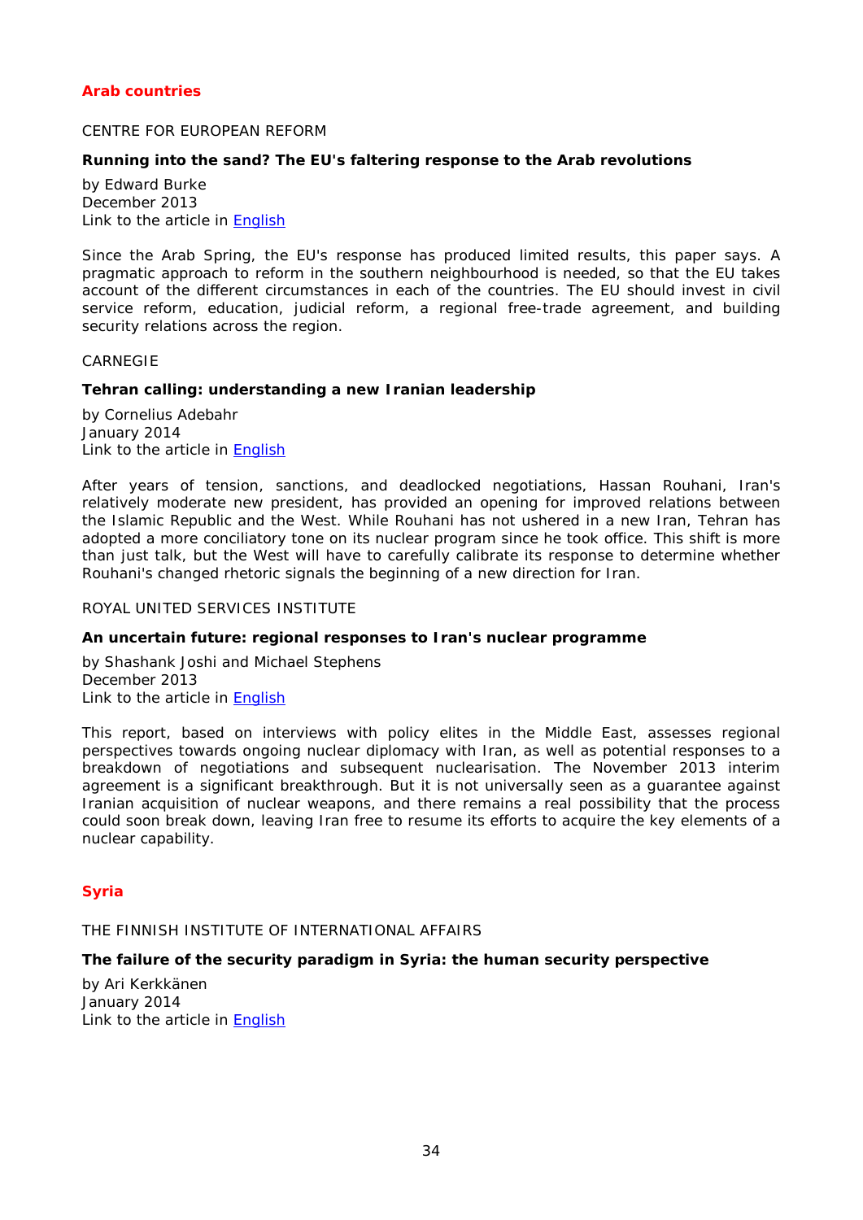## Arab countries

CENTRE FOR EUROPEAN REFORM

**Running into the sand? The EU's faltering response to the Arab revolutions**

by Edward Burke
December 2013
Link to the article in English

Since the Arab Spring, the EU's response has produced limited results, this paper says. A pragmatic approach to reform in the southern neighbourhood is needed, so that the EU takes account of the different circumstances in each of the countries. The EU should invest in civil service reform, education, judicial reform, a regional free-trade agreement, and building security relations across the region.

CARNEGIE

**Tehran calling: understanding a new Iranian leadership**

by Cornelius Adebahr
January 2014
Link to the article in English

After years of tension, sanctions, and deadlocked negotiations, Hassan Rouhani, Iran's relatively moderate new president, has provided an opening for improved relations between the Islamic Republic and the West. While Rouhani has not ushered in a new Iran, Tehran has adopted a more conciliatory tone on its nuclear program since he took office. This shift is more than just talk, but the West will have to carefully calibrate its response to determine whether Rouhani's changed rhetoric signals the beginning of a new direction for Iran.

ROYAL UNITED SERVICES INSTITUTE

**An uncertain future: regional responses to Iran's nuclear programme**

by Shashank Joshi and Michael Stephens
December 2013
Link to the article in English

This report, based on interviews with policy elites in the Middle East, assesses regional perspectives towards ongoing nuclear diplomacy with Iran, as well as potential responses to a breakdown of negotiations and subsequent nuclearisation. The November 2013 interim agreement is a significant breakthrough. But it is not universally seen as a guarantee against Iranian acquisition of nuclear weapons, and there remains a real possibility that the process could soon break down, leaving Iran free to resume its efforts to acquire the key elements of a nuclear capability.

## Syria

THE FINNISH INSTITUTE OF INTERNATIONAL AFFAIRS

**The failure of the security paradigm in Syria: the human security perspective**

by Ari Kerkkänen
January 2014
Link to the article in English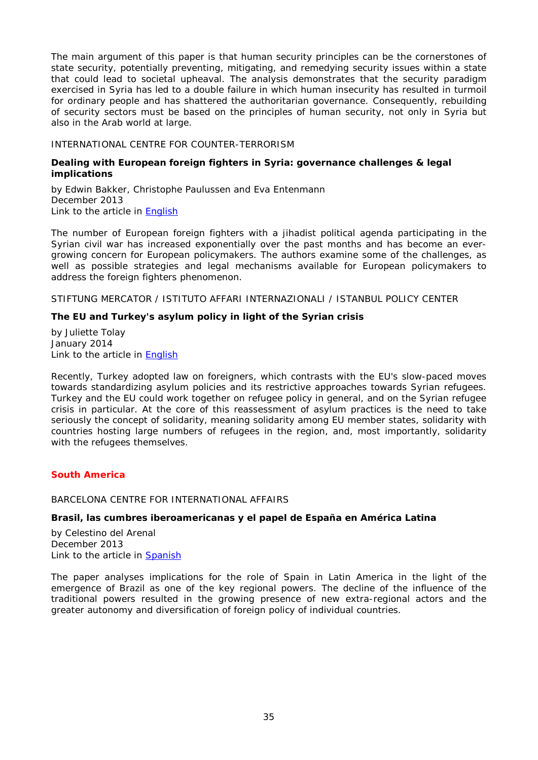The main argument of this paper is that human security principles can be the cornerstones of state security, potentially preventing, mitigating, and remedying security issues within a state that could lead to societal upheaval. The analysis demonstrates that the security paradigm exercised in Syria has led to a double failure in which human insecurity has resulted in turmoil for ordinary people and has shattered the authoritarian governance. Consequently, rebuilding of security sectors must be based on the principles of human security, not only in Syria but also in the Arab world at large.

INTERNATIONAL CENTRE FOR COUNTER-TERRORISM

**Dealing with European foreign fighters in Syria: governance challenges & legal implications**

by Edwin Bakker, Christophe Paulussen and Eva Entenmann
December 2013
Link to the article in English

The number of European foreign fighters with a jihadist political agenda participating in the Syrian civil war has increased exponentially over the past months and has become an ever-growing concern for European policymakers. The authors examine some of the challenges, as well as possible strategies and legal mechanisms available for European policymakers to address the foreign fighters phenomenon.

STIFTUNG MERCATOR / ISTITUTO AFFARI INTERNAZIONALI / ISTANBUL POLICY CENTER

**The EU and Turkey's asylum policy in light of the Syrian crisis**

by Juliette Tolay
January 2014
Link to the article in English

Recently, Turkey adopted law on foreigners, which contrasts with the EU's slow-paced moves towards standardizing asylum policies and its restrictive approaches towards Syrian refugees. Turkey and the EU could work together on refugee policy in general, and on the Syrian refugee crisis in particular. At the core of this reassessment of asylum practices is the need to take seriously the concept of solidarity, meaning solidarity among EU member states, solidarity with countries hosting large numbers of refugees in the region, and, most importantly, solidarity with the refugees themselves.

## South America

BARCELONA CENTRE FOR INTERNATIONAL AFFAIRS

**Brasil, las cumbres iberoamericanas y el papel de España en América Latina**

by Celestino del Arenal
December 2013
Link to the article in Spanish

The paper analyses implications for the role of Spain in Latin America in the light of the emergence of Brazil as one of the key regional powers. The decline of the influence of the traditional powers resulted in the growing presence of new extra-regional actors and the greater autonomy and diversification of foreign policy of individual countries.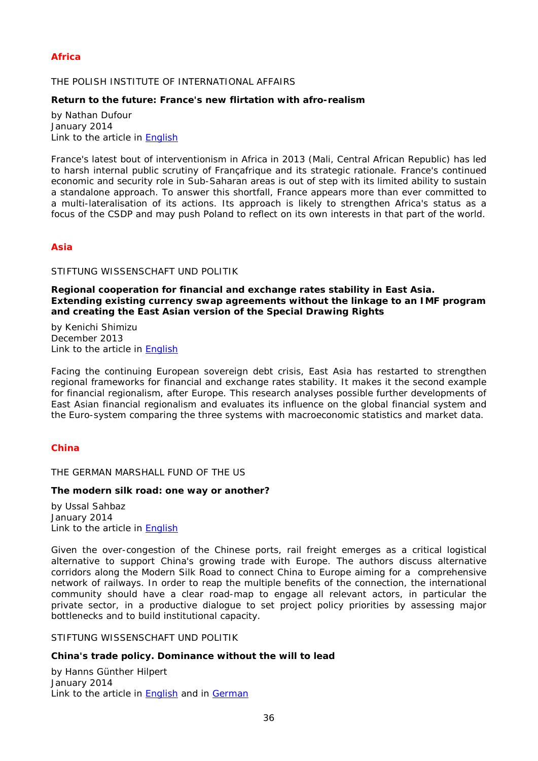## Africa

THE POLISH INSTITUTE OF INTERNATIONAL AFFAIRS

**Return to the future: France's new flirtation with afro-realism**

by Nathan Dufour
January 2014
Link to the article in English

France's latest bout of interventionism in Africa in 2013 (Mali, Central African Republic) has led to harsh internal public scrutiny of Françafrique and its strategic rationale. France's continued economic and security role in Sub-Saharan areas is out of step with its limited ability to sustain a standalone approach. To answer this shortfall, France appears more than ever committed to a multi-lateralisation of its actions. Its approach is likely to strengthen Africa's status as a focus of the CSDP and may push Poland to reflect on its own interests in that part of the world.

## Asia

STIFTUNG WISSENSCHAFT UND POLITIK

**Regional cooperation for financial and exchange rates stability in East Asia. Extending existing currency swap agreements without the linkage to an IMF program and creating the East Asian version of the Special Drawing Rights**

by Kenichi Shimizu
December 2013
Link to the article in English

Facing the continuing European sovereign debt crisis, East Asia has restarted to strengthen regional frameworks for financial and exchange rates stability. It makes it the second example for financial regionalism, after Europe. This research analyses possible further developments of East Asian financial regionalism and evaluates its influence on the global financial system and the Euro-system comparing the three systems with macroeconomic statistics and market data.

## China

THE GERMAN MARSHALL FUND OF THE US

**The modern silk road: one way or another?**

by Ussal Sahbaz
January 2014
Link to the article in English

Given the over-congestion of the Chinese ports, rail freight emerges as a critical logistical alternative to support China's growing trade with Europe. The authors discuss alternative corridors along the Modern Silk Road to connect China to Europe aiming for a comprehensive network of railways. In order to reap the multiple benefits of the connection, the international community should have a clear road-map to engage all relevant actors, in particular the private sector, in a productive dialogue to set project policy priorities by assessing major bottlenecks and to build institutional capacity.

STIFTUNG WISSENSCHAFT UND POLITIK

**China's trade policy. Dominance without the will to lead**

by Hanns Günther Hilpert
January 2014
Link to the article in English and in German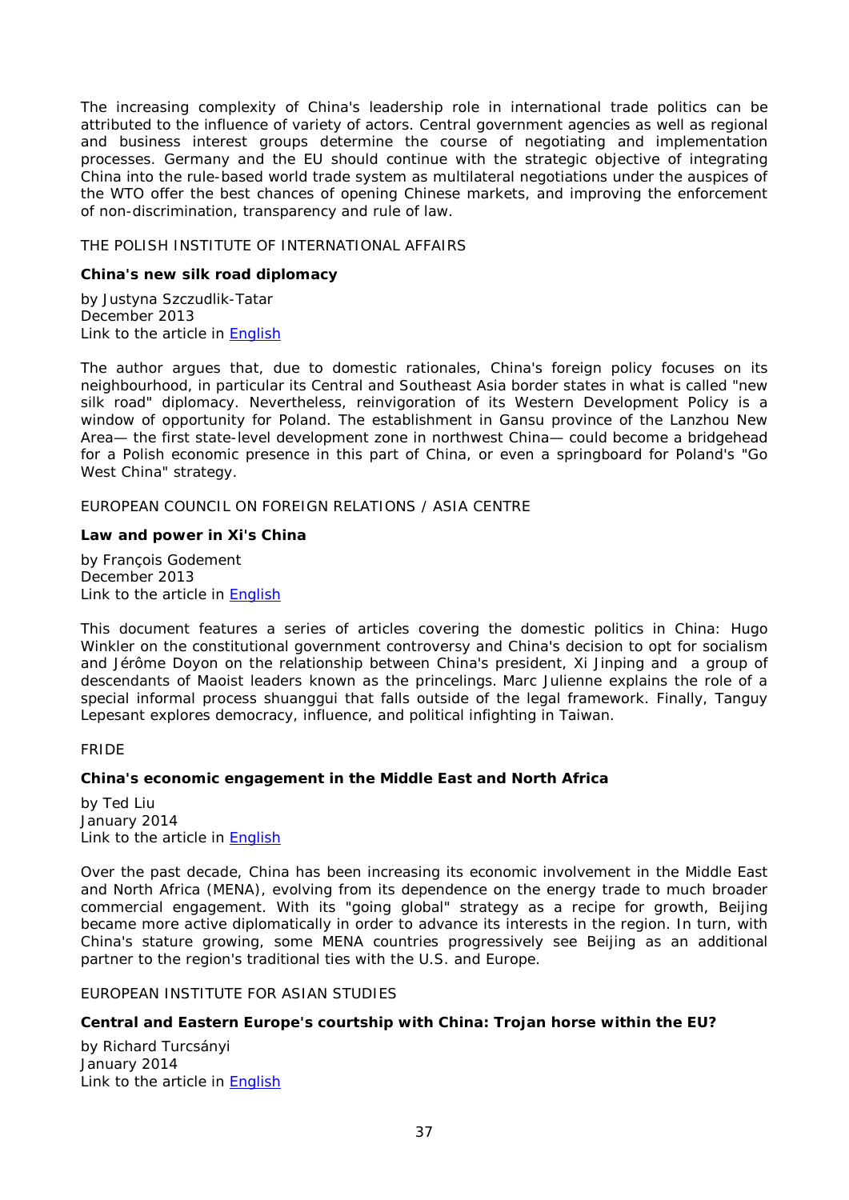The increasing complexity of China's leadership role in international trade politics can be attributed to the influence of variety of actors. Central government agencies as well as regional and business interest groups determine the course of negotiating and implementation processes. Germany and the EU should continue with the strategic objective of integrating China into the rule-based world trade system as multilateral negotiations under the auspices of the WTO offer the best chances of opening Chinese markets, and improving the enforcement of non-discrimination, transparency and rule of law.

THE POLISH INSTITUTE OF INTERNATIONAL AFFAIRS

**China's new silk road diplomacy**

by Justyna Szczudlik-Tatar
December 2013
Link to the article in English

The author argues that, due to domestic rationales, China's foreign policy focuses on its neighbourhood, in particular its Central and Southeast Asia border states in what is called "new silk road" diplomacy. Nevertheless, reinvigoration of its Western Development Policy is a window of opportunity for Poland. The establishment in Gansu province of the Lanzhou New Area— the first state-level development zone in northwest China— could become a bridgehead for a Polish economic presence in this part of China, or even a springboard for Poland's "Go West China" strategy.

EUROPEAN COUNCIL ON FOREIGN RELATIONS / ASIA CENTRE

**Law and power in Xi's China**

by François Godement
December 2013
Link to the article in English

This document features a series of articles covering the domestic politics in China: Hugo Winkler on the constitutional government controversy and China's decision to opt for socialism and Jérôme Doyon on the relationship between China's president, Xi Jinping and a group of descendants of Maoist leaders known as the princelings. Marc Julienne explains the role of a special informal process shuanggui that falls outside of the legal framework. Finally, Tanguy Lepesant explores democracy, influence, and political infighting in Taiwan.

FRIDE

**China's economic engagement in the Middle East and North Africa**

by Ted Liu
January 2014
Link to the article in English

Over the past decade, China has been increasing its economic involvement in the Middle East and North Africa (MENA), evolving from its dependence on the energy trade to much broader commercial engagement. With its "going global" strategy as a recipe for growth, Beijing became more active diplomatically in order to advance its interests in the region. In turn, with China's stature growing, some MENA countries progressively see Beijing as an additional partner to the region's traditional ties with the U.S. and Europe.

EUROPEAN INSTITUTE FOR ASIAN STUDIES

**Central and Eastern Europe's courtship with China: Trojan horse within the EU?**

by Richard Turcsányi
January 2014
Link to the article in English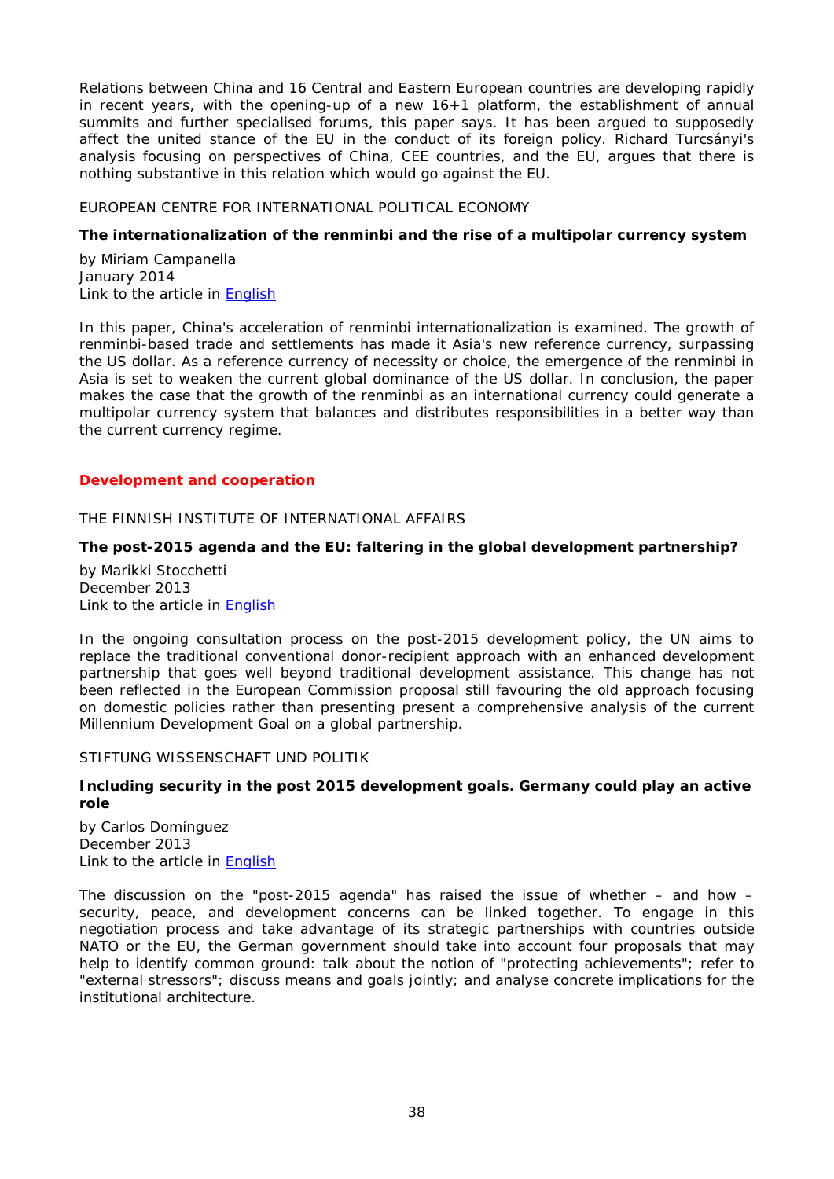Relations between China and 16 Central and Eastern European countries are developing rapidly in recent years, with the opening-up of a new 16+1 platform, the establishment of annual summits and further specialised forums, this paper says. It has been argued to supposedly affect the united stance of the EU in the conduct of its foreign policy. Richard Turcsányi's analysis focusing on perspectives of China, CEE countries, and the EU, argues that there is nothing substantive in this relation which would go against the EU.

EUROPEAN CENTRE FOR INTERNATIONAL POLITICAL ECONOMY

**The internationalization of the renminbi and the rise of a multipolar currency system**

by Miriam Campanella
January 2014
Link to the article in English

In this paper, China's acceleration of renminbi internationalization is examined. The growth of renminbi-based trade and settlements has made it Asia's new reference currency, surpassing the US dollar. As a reference currency of necessity or choice, the emergence of the renminbi in Asia is set to weaken the current global dominance of the US dollar. In conclusion, the paper makes the case that the growth of the renminbi as an international currency could generate a multipolar currency system that balances and distributes responsibilities in a better way than the current currency regime.

## Development and cooperation

THE FINNISH INSTITUTE OF INTERNATIONAL AFFAIRS

**The post-2015 agenda and the EU: faltering in the global development partnership?**

by Marikki Stocchetti
December 2013
Link to the article in English

In the ongoing consultation process on the post-2015 development policy, the UN aims to replace the traditional conventional donor-recipient approach with an enhanced development partnership that goes well beyond traditional development assistance. This change has not been reflected in the European Commission proposal still favouring the old approach focusing on domestic policies rather than presenting present a comprehensive analysis of the current Millennium Development Goal on a global partnership.

STIFTUNG WISSENSCHAFT UND POLITIK

**Including security in the post 2015 development goals. Germany could play an active role**

by Carlos Domínguez
December 2013
Link to the article in English

The discussion on the "post-2015 agenda" has raised the issue of whether – and how – security, peace, and development concerns can be linked together. To engage in this negotiation process and take advantage of its strategic partnerships with countries outside NATO or the EU, the German government should take into account four proposals that may help to identify common ground: talk about the notion of "protecting achievements"; refer to "external stressors"; discuss means and goals jointly; and analyse concrete implications for the institutional architecture.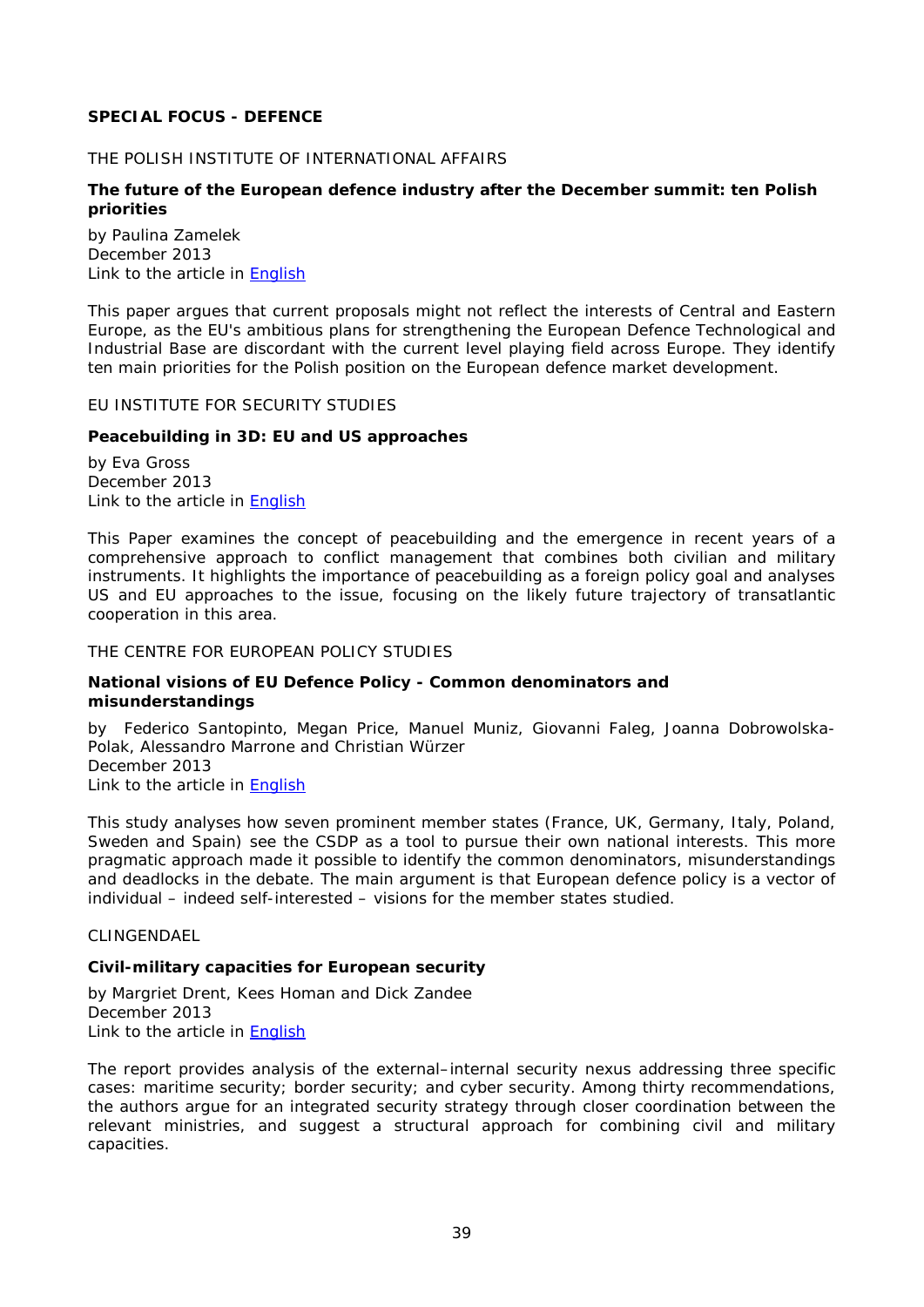**SPECIAL FOCUS - DEFENCE**

THE POLISH INSTITUTE OF INTERNATIONAL AFFAIRS

**The future of the European defence industry after the December summit: ten Polish priorities**

by Paulina Zamelek
December 2013
Link to the article in English

This paper argues that current proposals might not reflect the interests of Central and Eastern Europe, as the EU's ambitious plans for strengthening the European Defence Technological and Industrial Base are discordant with the current level playing field across Europe. They identify ten main priorities for the Polish position on the European defence market development.

EU INSTITUTE FOR SECURITY STUDIES

**Peacebuilding in 3D: EU and US approaches**

by Eva Gross
December 2013
Link to the article in English

This Paper examines the concept of peacebuilding and the emergence in recent years of a comprehensive approach to conflict management that combines both civilian and military instruments. It highlights the importance of peacebuilding as a foreign policy goal and analyses US and EU approaches to the issue, focusing on the likely future trajectory of transatlantic cooperation in this area.

THE CENTRE FOR EUROPEAN POLICY STUDIES

**National visions of EU Defence Policy - Common denominators and misunderstandings**

by Federico Santopinto, Megan Price, Manuel Muniz, Giovanni Faleg, Joanna Dobrowolska-Polak, Alessandro Marrone and Christian Würzer
December 2013
Link to the article in English

This study analyses how seven prominent member states (France, UK, Germany, Italy, Poland, Sweden and Spain) see the CSDP as a tool to pursue their own national interests. This more pragmatic approach made it possible to identify the common denominators, misunderstandings and deadlocks in the debate. The main argument is that European defence policy is a vector of individual – indeed self-interested – visions for the member states studied.

CLINGENDAEL

**Civil-military capacities for European security**

by Margriet Drent, Kees Homan and Dick Zandee
December 2013
Link to the article in English

The report provides analysis of the external–internal security nexus addressing three specific cases: maritime security; border security; and cyber security. Among thirty recommendations, the authors argue for an integrated security strategy through closer coordination between the relevant ministries, and suggest a structural approach for combining civil and military capacities.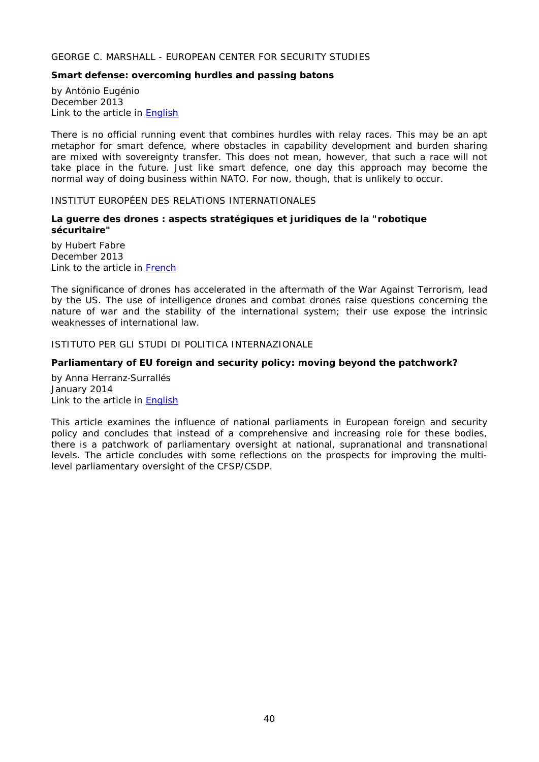GEORGE C. MARSHALL - EUROPEAN CENTER FOR SECURITY STUDIES

**Smart defense: overcoming hurdles and passing batons**

by António Eugénio
December 2013
Link to the article in English

There is no official running event that combines hurdles with relay races. This may be an apt metaphor for smart defence, where obstacles in capability development and burden sharing are mixed with sovereignty transfer. This does not mean, however, that such a race will not take place in the future. Just like smart defence, one day this approach may become the normal way of doing business within NATO. For now, though, that is unlikely to occur.

INSTITUT EUROPÉEN DES RELATIONS INTERNATIONALES

**La guerre des drones : aspects stratégiques et juridiques de la "robotique sécuritaire"**

by Hubert Fabre
December 2013
Link to the article in French

The significance of drones has accelerated in the aftermath of the War Against Terrorism, lead by the US. The use of intelligence drones and combat drones raise questions concerning the nature of war and the stability of the international system; their use expose the intrinsic weaknesses of international law.

ISTITUTO PER GLI STUDI DI POLITICA INTERNAZIONALE

**Parliamentary of EU foreign and security policy: moving beyond the patchwork?**

by Anna Herranz-Surrallés
January 2014
Link to the article in English

This article examines the influence of national parliaments in European foreign and security policy and concludes that instead of a comprehensive and increasing role for these bodies, there is a patchwork of parliamentary oversight at national, supranational and transnational levels. The article concludes with some reflections on the prospects for improving the multi-level parliamentary oversight of the CFSP/CSDP.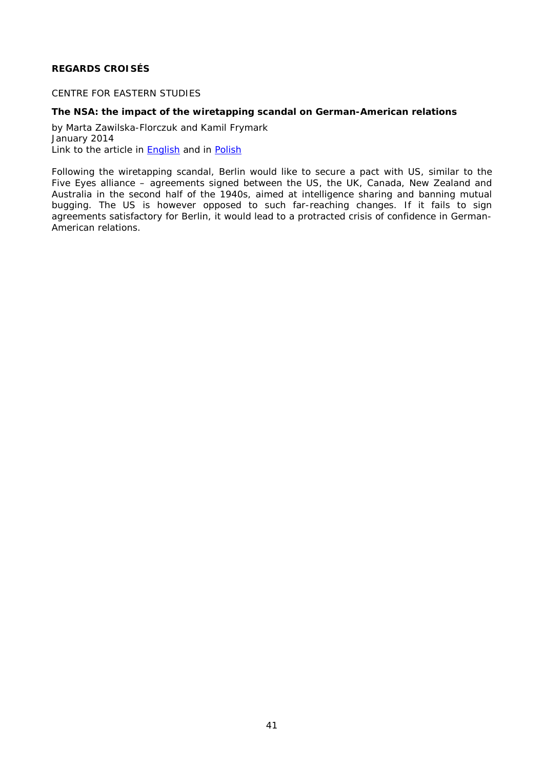**REGARDS CROISÉS**

CENTRE FOR EASTERN STUDIES

**The NSA: the impact of the wiretapping scandal on German-American relations**

by Marta Zawilska-Florczuk and Kamil Frymark
January 2014
Link to the article in English and in Polish

Following the wiretapping scandal, Berlin would like to secure a pact with US, similar to the Five Eyes alliance – agreements signed between the US, the UK, Canada, New Zealand and Australia in the second half of the 1940s, aimed at intelligence sharing and banning mutual bugging. The US is however opposed to such far-reaching changes. If it fails to sign agreements satisfactory for Berlin, it would lead to a protracted crisis of confidence in German-American relations.